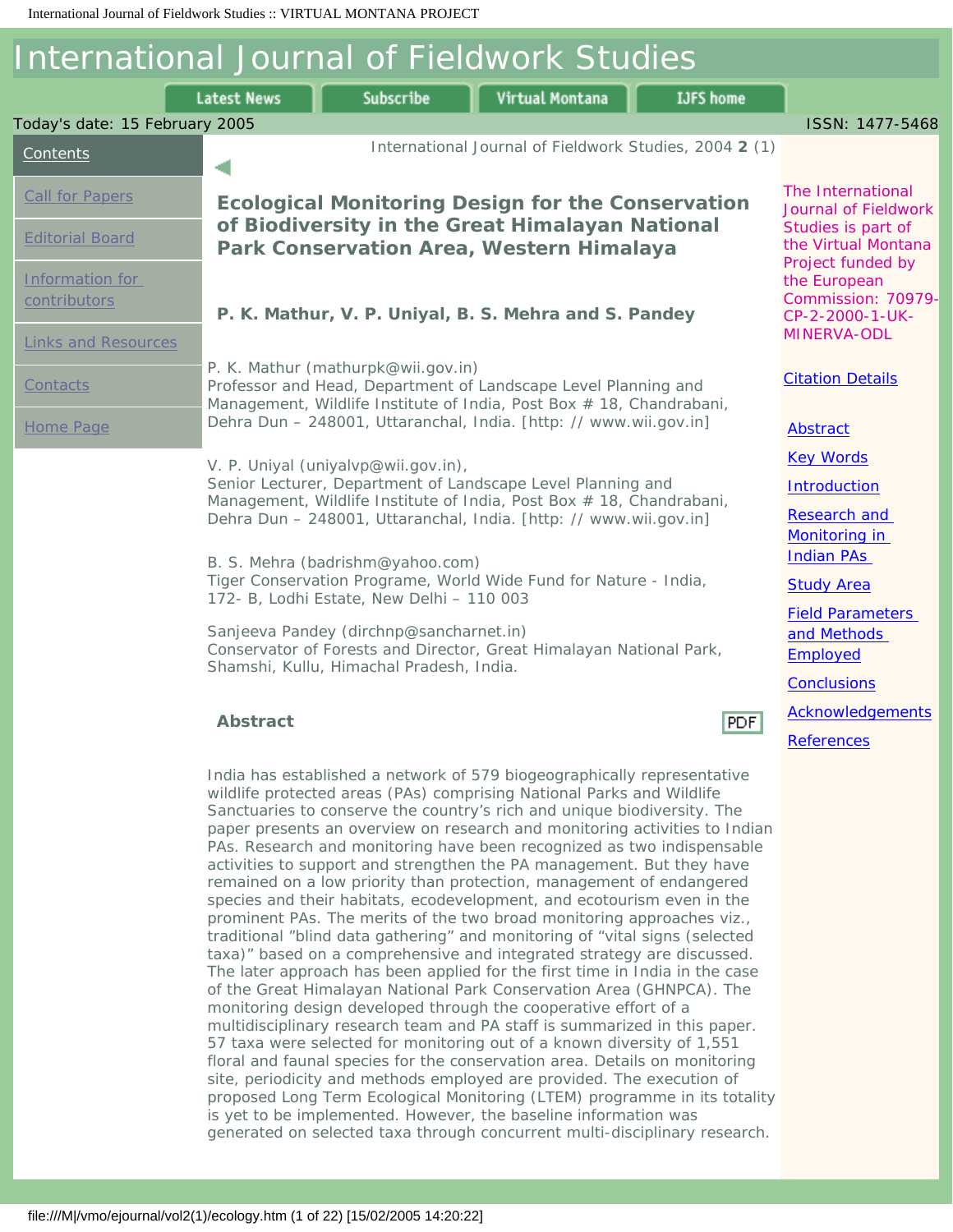# Ecological Monitoring Design for the Conservation of Biodiversity in the Great Himalayan National Park Conservation Area, Western Himalaya

**P. K. Mathur, V. P. Uniyal, B. S. Mehra and S. Pandey**

P. K. Mathur (mathurpk@wii.gov.in)
Professor and Head, Department of Landscape Level Planning and Management, Wildlife Institute of India, Post Box # 18, Chandrabani, Dehra Dun – 248001, Uttaranchal, India. [http: // www.wii.gov.in]

V. P. Uniyal (uniyalvp@wii.gov.in),
Senior Lecturer, Department of Landscape Level Planning and Management, Wildlife Institute of India, Post Box # 18, Chandrabani, Dehra Dun – 248001, Uttaranchal, India. [http: // www.wii.gov.in]

B. S. Mehra (badrishm@yahoo.com)
Tiger Conservation Programe, World Wide Fund for Nature - India, 172- B, Lodhi Estate, New Delhi – 110 003

Sanjeeva Pandey (dirchnp@sancharnet.in)
Conservator of Forests and Director, Great Himalayan National Park, Shamshi, Kullu, Himachal Pradesh, India.

The International Journal of Fieldwork Studies is part of the Virtual Montana Project funded by the European Commission: 70979-CP-2-2000-1-UK-MINERVA-ODL

## Abstract

India has established a network of 579 biogeographically representative wildlife protected areas (PAs) comprising National Parks and Wildlife Sanctuaries to conserve the country's rich and unique biodiversity. The paper presents an overview on research and monitoring activities to Indian PAs. Research and monitoring have been recognized as two indispensable activities to support and strengthen the PA management. But they have remained on a low priority than protection, management of endangered species and their habitats, ecodevelopment, and ecotourism even in the prominent PAs. The merits of the two broad monitoring approaches viz., traditional "blind data gathering" and monitoring of "vital signs (selected taxa)" based on a comprehensive and integrated strategy are discussed. The later approach has been applied for the first time in India in the case of the Great Himalayan National Park Conservation Area (GHNPCA). The monitoring design developed through the cooperative effort of a multidisciplinary research team and PA staff is summarized in this paper. 57 taxa were selected for monitoring out of a known diversity of 1,551 floral and faunal species for the conservation area. Details on monitoring site, periodicity and methods employed are provided. The execution of proposed Long Term Ecological Monitoring (LTEM) programme in its totality is yet to be implemented. However, the baseline information was generated on selected taxa through concurrent multi-disciplinary research.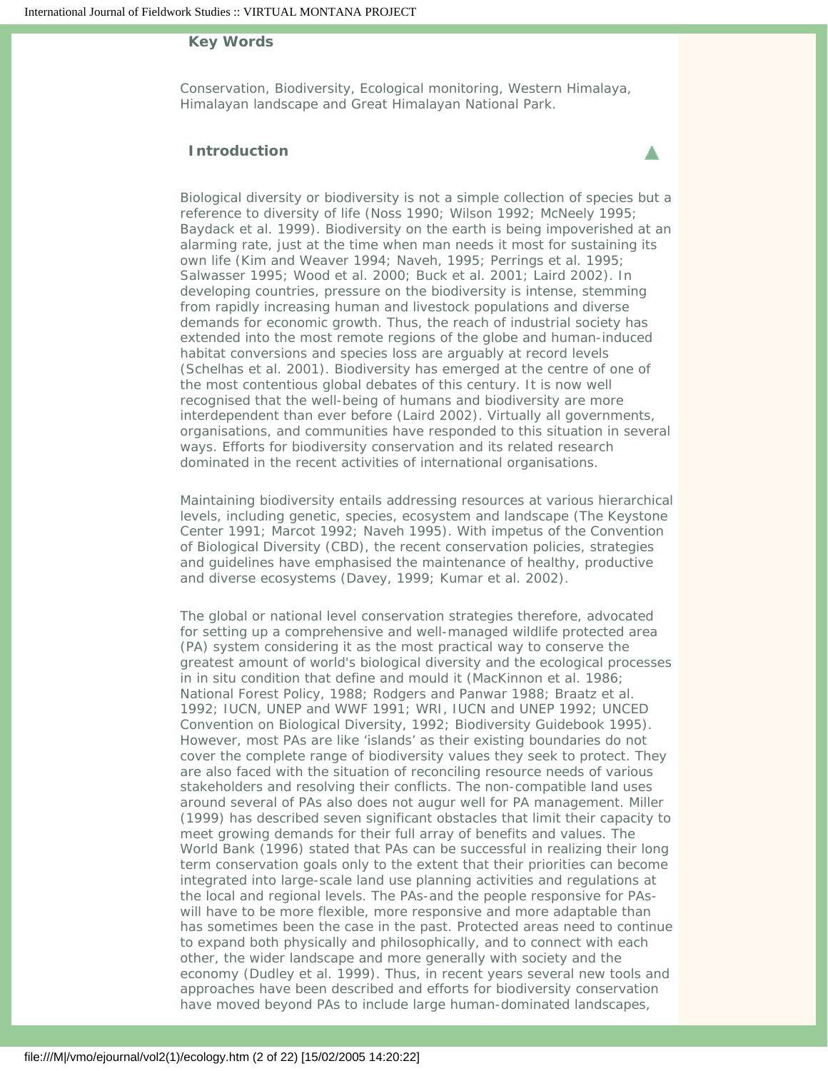## Key Words

Conservation, Biodiversity, Ecological monitoring, Western Himalaya, Himalayan landscape and Great Himalayan National Park.

## Introduction

Biological diversity or biodiversity is not a simple collection of species but a reference to diversity of life (Noss 1990; Wilson 1992; McNeely 1995; Baydack et al. 1999). Biodiversity on the earth is being impoverished at an alarming rate, just at the time when man needs it most for sustaining its own life (Kim and Weaver 1994; Naveh, 1995; Perrings et al. 1995; Salwasser 1995; Wood et al. 2000; Buck et al. 2001; Laird 2002). In developing countries, pressure on the biodiversity is intense, stemming from rapidly increasing human and livestock populations and diverse demands for economic growth. Thus, the reach of industrial society has extended into the most remote regions of the globe and human-induced habitat conversions and species loss are arguably at record levels (Schelhas et al. 2001). Biodiversity has emerged at the centre of one of the most contentious global debates of this century. It is now well recognised that the well-being of humans and biodiversity are more interdependent than ever before (Laird 2002). Virtually all governments, organisations, and communities have responded to this situation in several ways. Efforts for biodiversity conservation and its related research dominated in the recent activities of international organisations.

Maintaining biodiversity entails addressing resources at various hierarchical levels, including genetic, species, ecosystem and landscape (The Keystone Center 1991; Marcot 1992; Naveh 1995). With impetus of the Convention of Biological Diversity (CBD), the recent conservation policies, strategies and guidelines have emphasised the maintenance of healthy, productive and diverse ecosystems (Davey, 1999; Kumar et al. 2002).

The global or national level conservation strategies therefore, advocated for setting up a comprehensive and well-managed wildlife protected area (PA) system considering it as the most practical way to conserve the greatest amount of world's biological diversity and the ecological processes in in situ condition that define and mould it (MacKinnon et al. 1986; National Forest Policy, 1988; Rodgers and Panwar 1988; Braatz et al. 1992; IUCN, UNEP and WWF 1991; WRI, IUCN and UNEP 1992; UNCED Convention on Biological Diversity, 1992; Biodiversity Guidebook 1995). However, most PAs are like 'islands' as their existing boundaries do not cover the complete range of biodiversity values they seek to protect. They are also faced with the situation of reconciling resource needs of various stakeholders and resolving their conflicts. The non-compatible land uses around several of PAs also does not augur well for PA management. Miller (1999) has described seven significant obstacles that limit their capacity to meet growing demands for their full array of benefits and values. The World Bank (1996) stated that PAs can be successful in realizing their long term conservation goals only to the extent that their priorities can become integrated into large-scale land use planning activities and regulations at the local and regional levels. The PAs-and the people responsive for PAs- will have to be more flexible, more responsive and more adaptable than has sometimes been the case in the past. Protected areas need to continue to expand both physically and philosophically, and to connect with each other, the wider landscape and more generally with society and the economy (Dudley et al. 1999). Thus, in recent years several new tools and approaches have been described and efforts for biodiversity conservation have moved beyond PAs to include large human-dominated landscapes,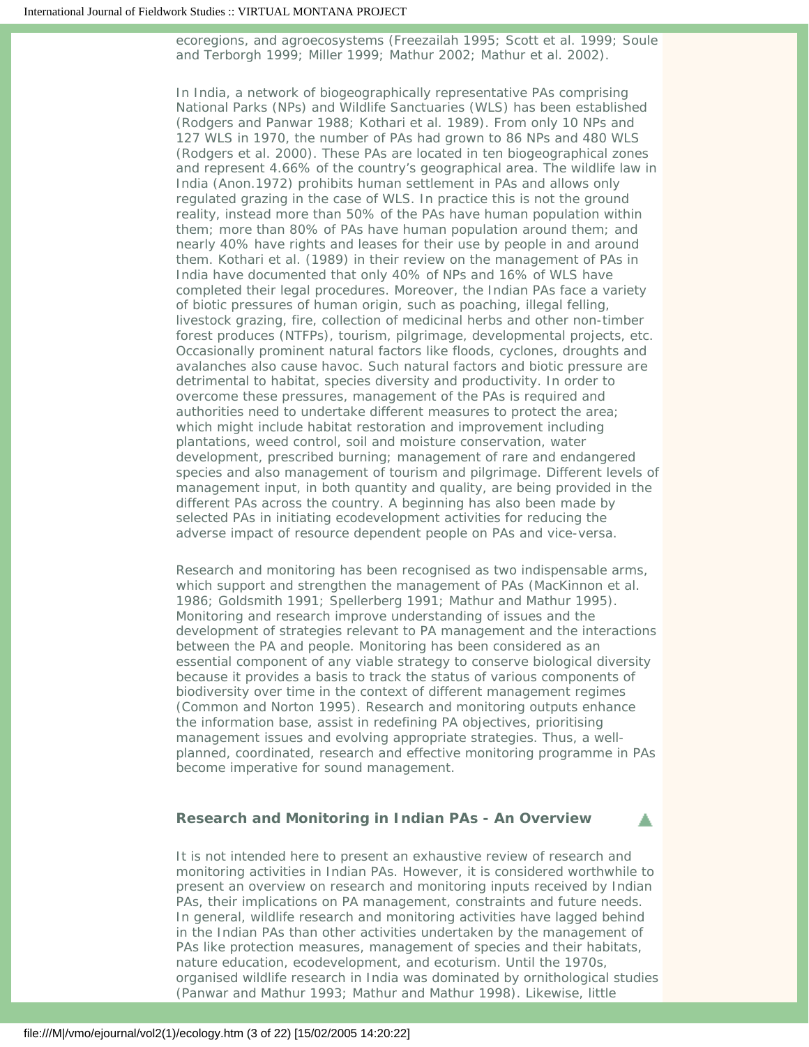ecoregions, and agroecosystems (Freezailah 1995; Scott et al. 1999; Soule and Terborgh 1999; Miller 1999; Mathur 2002; Mathur et al. 2002).

In India, a network of biogeographically representative PAs comprising National Parks (NPs) and Wildlife Sanctuaries (WLS) has been established (Rodgers and Panwar 1988; Kothari et al. 1989). From only 10 NPs and 127 WLS in 1970, the number of PAs had grown to 86 NPs and 480 WLS (Rodgers et al. 2000). These PAs are located in ten biogeographical zones and represent 4.66% of the country's geographical area. The wildlife law in India (Anon.1972) prohibits human settlement in PAs and allows only regulated grazing in the case of WLS. In practice this is not the ground reality, instead more than 50% of the PAs have human population within them; more than 80% of PAs have human population around them; and nearly 40% have rights and leases for their use by people in and around them. Kothari et al. (1989) in their review on the management of PAs in India have documented that only 40% of NPs and 16% of WLS have completed their legal procedures. Moreover, the Indian PAs face a variety of biotic pressures of human origin, such as poaching, illegal felling, livestock grazing, fire, collection of medicinal herbs and other non-timber forest produces (NTFPs), tourism, pilgrimage, developmental projects, etc. Occasionally prominent natural factors like floods, cyclones, droughts and avalanches also cause havoc. Such natural factors and biotic pressure are detrimental to habitat, species diversity and productivity. In order to overcome these pressures, management of the PAs is required and authorities need to undertake different measures to protect the area; which might include habitat restoration and improvement including plantations, weed control, soil and moisture conservation, water development, prescribed burning; management of rare and endangered species and also management of tourism and pilgrimage. Different levels of management input, in both quantity and quality, are being provided in the different PAs across the country. A beginning has also been made by selected PAs in initiating ecodevelopment activities for reducing the adverse impact of resource dependent people on PAs and vice-versa.

Research and monitoring has been recognised as two indispensable arms, which support and strengthen the management of PAs (MacKinnon et al. 1986; Goldsmith 1991; Spellerberg 1991; Mathur and Mathur 1995). Monitoring and research improve understanding of issues and the development of strategies relevant to PA management and the interactions between the PA and people. Monitoring has been considered as an essential component of any viable strategy to conserve biological diversity because it provides a basis to track the status of various components of biodiversity over time in the context of different management regimes (Common and Norton 1995). Research and monitoring outputs enhance the information base, assist in redefining PA objectives, prioritising management issues and evolving appropriate strategies. Thus, a well-planned, coordinated, research and effective monitoring programme in PAs become imperative for sound management.

### Research and Monitoring in Indian PAs - An Overview

It is not intended here to present an exhaustive review of research and monitoring activities in Indian PAs. However, it is considered worthwhile to present an overview on research and monitoring inputs received by Indian PAs, their implications on PA management, constraints and future needs. In general, wildlife research and monitoring activities have lagged behind in the Indian PAs than other activities undertaken by the management of PAs like protection measures, management of species and their habitats, nature education, ecodevelopment, and ecoturism. Until the 1970s, organised wildlife research in India was dominated by ornithological studies (Panwar and Mathur 1993; Mathur and Mathur 1998). Likewise, little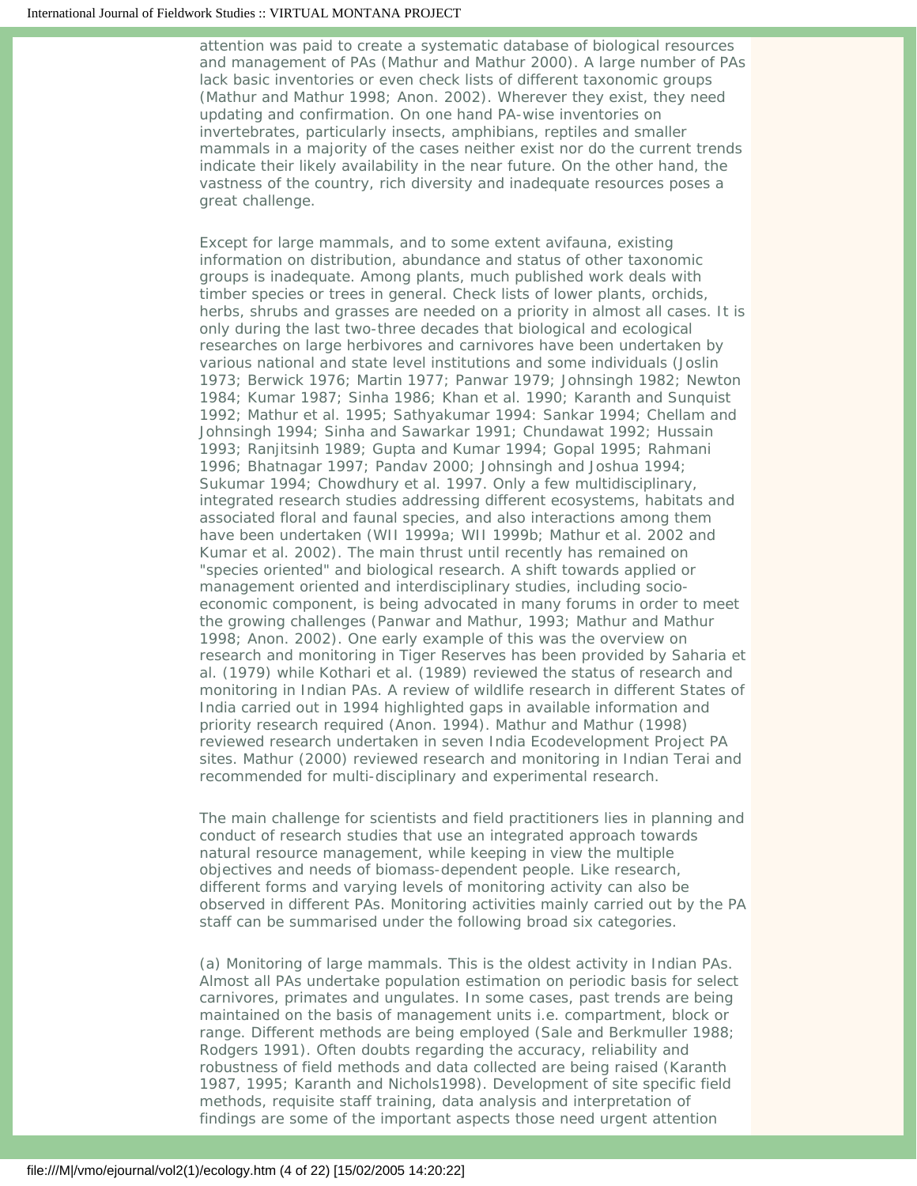attention was paid to create a systematic database of biological resources and management of PAs (Mathur and Mathur 2000). A large number of PAs lack basic inventories or even check lists of different taxonomic groups (Mathur and Mathur 1998; Anon. 2002). Wherever they exist, they need updating and confirmation. On one hand PA-wise inventories on invertebrates, particularly insects, amphibians, reptiles and smaller mammals in a majority of the cases neither exist nor do the current trends indicate their likely availability in the near future. On the other hand, the vastness of the country, rich diversity and inadequate resources poses a great challenge.

Except for large mammals, and to some extent avifauna, existing information on distribution, abundance and status of other taxonomic groups is inadequate. Among plants, much published work deals with timber species or trees in general. Check lists of lower plants, orchids, herbs, shrubs and grasses are needed on a priority in almost all cases. It is only during the last two-three decades that biological and ecological researches on large herbivores and carnivores have been undertaken by various national and state level institutions and some individuals (Joslin 1973; Berwick 1976; Martin 1977; Panwar 1979; Johnsingh 1982; Newton 1984; Kumar 1987; Sinha 1986; Khan et al. 1990; Karanth and Sunquist 1992; Mathur et al. 1995; Sathyakumar 1994: Sankar 1994; Chellam and Johnsingh 1994; Sinha and Sawarkar 1991; Chundawat 1992; Hussain 1993; Ranjitsinh 1989; Gupta and Kumar 1994; Gopal 1995; Rahmani 1996; Bhatnagar 1997; Pandav 2000; Johnsingh and Joshua 1994; Sukumar 1994; Chowdhury et al. 1997. Only a few multidisciplinary, integrated research studies addressing different ecosystems, habitats and associated floral and faunal species, and also interactions among them have been undertaken (WII 1999a; WII 1999b; Mathur et al. 2002 and Kumar et al. 2002). The main thrust until recently has remained on "species oriented" and biological research. A shift towards applied or management oriented and interdisciplinary studies, including socio-economic component, is being advocated in many forums in order to meet the growing challenges (Panwar and Mathur, 1993; Mathur and Mathur 1998; Anon. 2002). One early example of this was the overview on research and monitoring in Tiger Reserves has been provided by Saharia et al. (1979) while Kothari et al. (1989) reviewed the status of research and monitoring in Indian PAs. A review of wildlife research in different States of India carried out in 1994 highlighted gaps in available information and priority research required (Anon. 1994). Mathur and Mathur (1998) reviewed research undertaken in seven India Ecodevelopment Project PA sites. Mathur (2000) reviewed research and monitoring in Indian Terai and recommended for multi-disciplinary and experimental research.

The main challenge for scientists and field practitioners lies in planning and conduct of research studies that use an integrated approach towards natural resource management, while keeping in view the multiple objectives and needs of biomass-dependent people. Like research, different forms and varying levels of monitoring activity can also be observed in different PAs. Monitoring activities mainly carried out by the PA staff can be summarised under the following broad six categories.

(a) Monitoring of large mammals. This is the oldest activity in Indian PAs. Almost all PAs undertake population estimation on periodic basis for select carnivores, primates and ungulates. In some cases, past trends are being maintained on the basis of management units i.e. compartment, block or range. Different methods are being employed (Sale and Berkmuller 1988; Rodgers 1991). Often doubts regarding the accuracy, reliability and robustness of field methods and data collected are being raised (Karanth 1987, 1995; Karanth and Nichols1998). Development of site specific field methods, requisite staff training, data analysis and interpretation of findings are some of the important aspects those need urgent attention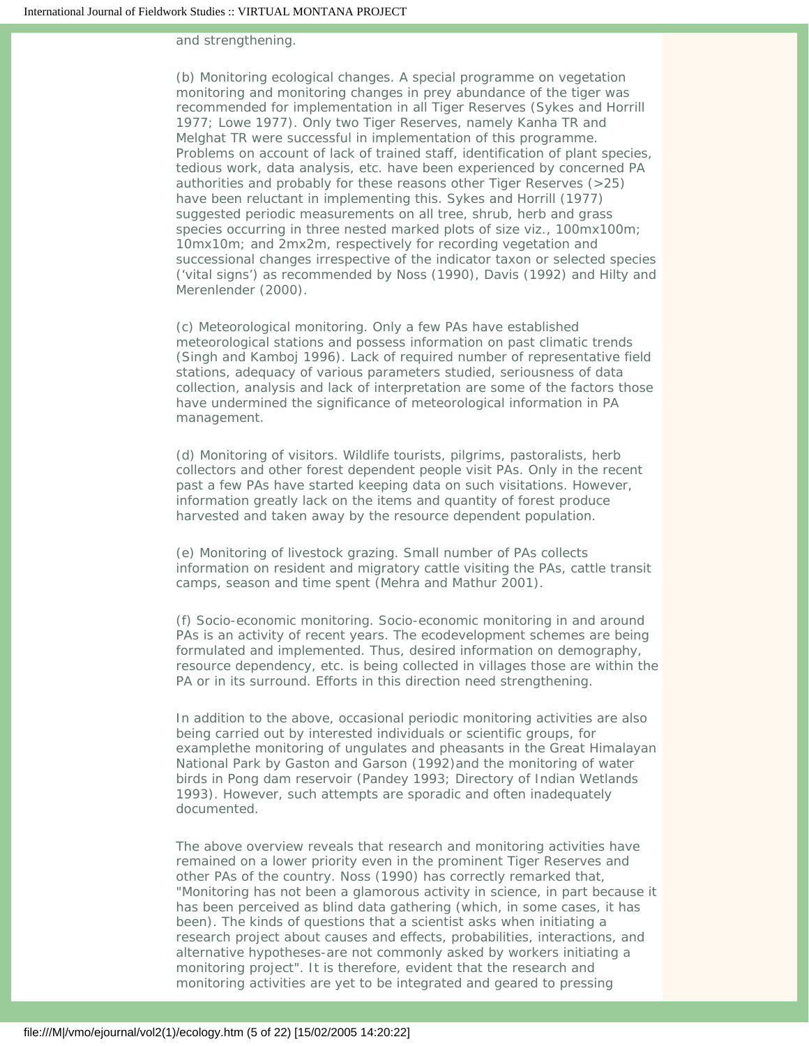and strengthening.

(b) Monitoring ecological changes. A special programme on vegetation monitoring and monitoring changes in prey abundance of the tiger was recommended for implementation in all Tiger Reserves (Sykes and Horrill 1977; Lowe 1977). Only two Tiger Reserves, namely Kanha TR and Melghat TR were successful in implementation of this programme. Problems on account of lack of trained staff, identification of plant species, tedious work, data analysis, etc. have been experienced by concerned PA authorities and probably for these reasons other Tiger Reserves (>25) have been reluctant in implementing this. Sykes and Horrill (1977) suggested periodic measurements on all tree, shrub, herb and grass species occurring in three nested marked plots of size viz., 100mx100m; 10mx10m; and 2mx2m, respectively for recording vegetation and successional changes irrespective of the indicator taxon or selected species ('vital signs') as recommended by Noss (1990), Davis (1992) and Hilty and Merenlender (2000).

(c) Meteorological monitoring. Only a few PAs have established meteorological stations and possess information on past climatic trends (Singh and Kamboj 1996). Lack of required number of representative field stations, adequacy of various parameters studied, seriousness of data collection, analysis and lack of interpretation are some of the factors those have undermined the significance of meteorological information in PA management.

(d) Monitoring of visitors. Wildlife tourists, pilgrims, pastoralists, herb collectors and other forest dependent people visit PAs. Only in the recent past a few PAs have started keeping data on such visitations. However, information greatly lack on the items and quantity of forest produce harvested and taken away by the resource dependent population.

(e) Monitoring of livestock grazing. Small number of PAs collects information on resident and migratory cattle visiting the PAs, cattle transit camps, season and time spent (Mehra and Mathur 2001).

(f) Socio-economic monitoring. Socio-economic monitoring in and around PAs is an activity of recent years. The ecodevelopment schemes are being formulated and implemented. Thus, desired information on demography, resource dependency, etc. is being collected in villages those are within the PA or in its surround. Efforts in this direction need strengthening.

In addition to the above, occasional periodic monitoring activities are also being carried out by interested individuals or scientific groups, for examplethe monitoring of ungulates and pheasants in the Great Himalayan National Park by Gaston and Garson (1992)and the monitoring of water birds in Pong dam reservoir (Pandey 1993; Directory of Indian Wetlands 1993). However, such attempts are sporadic and often inadequately documented.

The above overview reveals that research and monitoring activities have remained on a lower priority even in the prominent Tiger Reserves and other PAs of the country. Noss (1990) has correctly remarked that, "Monitoring has not been a glamorous activity in science, in part because it has been perceived as blind data gathering (which, in some cases, it has been). The kinds of questions that a scientist asks when initiating a research project about causes and effects, probabilities, interactions, and alternative hypotheses-are not commonly asked by workers initiating a monitoring project". It is therefore, evident that the research and monitoring activities are yet to be integrated and geared to pressing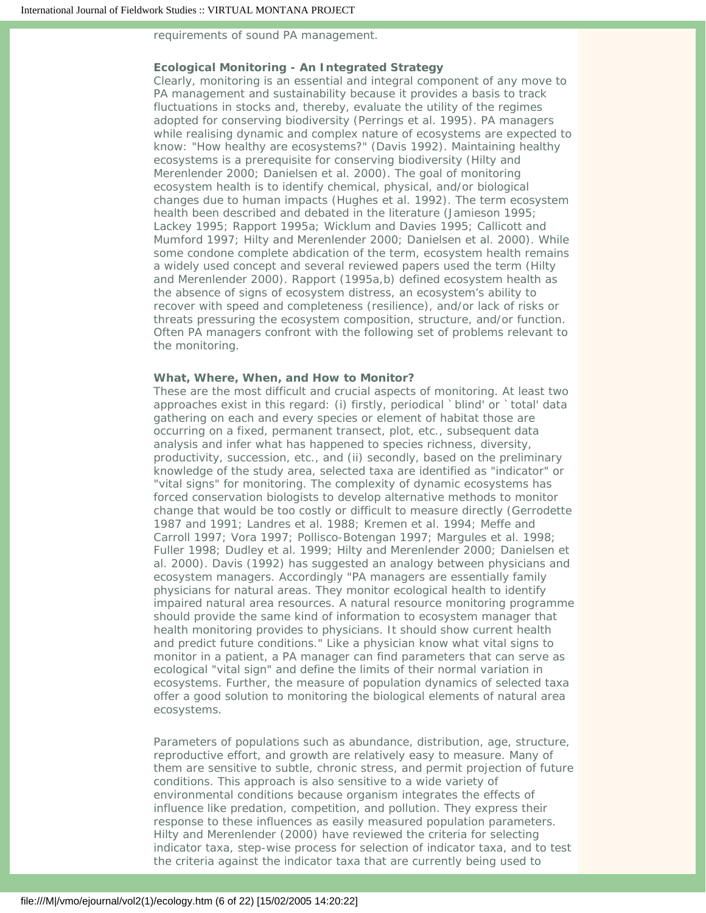requirements of sound PA management.

**Ecological Monitoring - An Integrated Strategy**

Clearly, monitoring is an essential and integral component of any move to PA management and sustainability because it provides a basis to track fluctuations in stocks and, thereby, evaluate the utility of the regimes adopted for conserving biodiversity (Perrings et al. 1995). PA managers while realising dynamic and complex nature of ecosystems are expected to know: "How healthy are ecosystems?" (Davis 1992). Maintaining healthy ecosystems is a prerequisite for conserving biodiversity (Hilty and Merenlender 2000; Danielsen et al. 2000). The goal of monitoring ecosystem health is to identify chemical, physical, and/or biological changes due to human impacts (Hughes et al. 1992). The term ecosystem health been described and debated in the literature (Jamieson 1995; Lackey 1995; Rapport 1995a; Wicklum and Davies 1995; Callicott and Mumford 1997; Hilty and Merenlender 2000; Danielsen et al. 2000). While some condone complete abdication of the term, ecosystem health remains a widely used concept and several reviewed papers used the term (Hilty and Merenlender 2000). Rapport (1995a,b) defined ecosystem health as the absence of signs of ecosystem distress, an ecosystem's ability to recover with speed and completeness (resilience), and/or lack of risks or threats pressuring the ecosystem composition, structure, and/or function. Often PA managers confront with the following set of problems relevant to the monitoring.

**What, Where, When, and How to Monitor?**

These are the most difficult and crucial aspects of monitoring. At least two approaches exist in this regard: (i) firstly, periodical `blind' or `total' data gathering on each and every species or element of habitat those are occurring on a fixed, permanent transect, plot, etc., subsequent data analysis and infer what has happened to species richness, diversity, productivity, succession, etc., and (ii) secondly, based on the preliminary knowledge of the study area, selected taxa are identified as "indicator" or "vital signs" for monitoring. The complexity of dynamic ecosystems has forced conservation biologists to develop alternative methods to monitor change that would be too costly or difficult to measure directly (Gerrodette 1987 and 1991; Landres et al. 1988; Kremen et al. 1994; Meffe and Carroll 1997; Vora 1997; Pollisco-Botengan 1997; Margules et al. 1998; Fuller 1998; Dudley et al. 1999; Hilty and Merenlender 2000; Danielsen et al. 2000). Davis (1992) has suggested an analogy between physicians and ecosystem managers. Accordingly "PA managers are essentially family physicians for natural areas. They monitor ecological health to identify impaired natural area resources. A natural resource monitoring programme should provide the same kind of information to ecosystem manager that health monitoring provides to physicians. It should show current health and predict future conditions." Like a physician know what vital signs to monitor in a patient, a PA manager can find parameters that can serve as ecological "vital sign" and define the limits of their normal variation in ecosystems. Further, the measure of population dynamics of selected taxa offer a good solution to monitoring the biological elements of natural area ecosystems.

Parameters of populations such as abundance, distribution, age, structure, reproductive effort, and growth are relatively easy to measure. Many of them are sensitive to subtle, chronic stress, and permit projection of future conditions. This approach is also sensitive to a wide variety of environmental conditions because organism integrates the effects of influence like predation, competition, and pollution. They express their response to these influences as easily measured population parameters. Hilty and Merenlender (2000) have reviewed the criteria for selecting indicator taxa, step-wise process for selection of indicator taxa, and to test the criteria against the indicator taxa that are currently being used to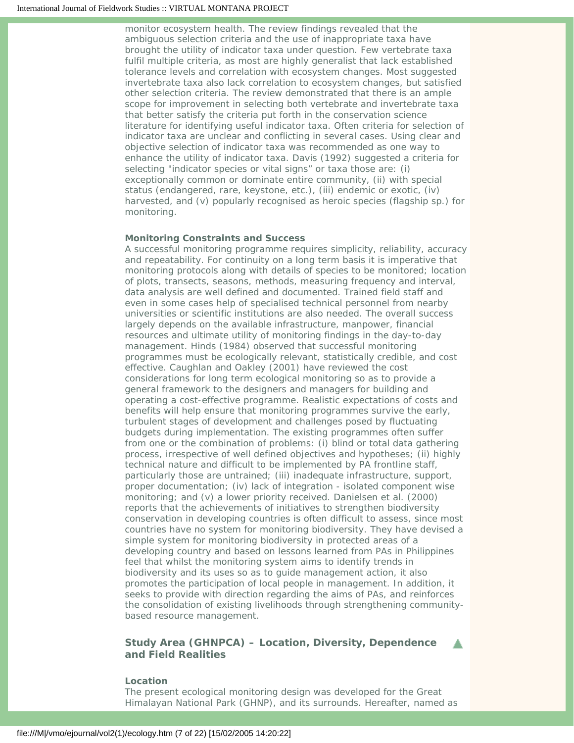monitor ecosystem health. The review findings revealed that the ambiguous selection criteria and the use of inappropriate taxa have brought the utility of indicator taxa under question. Few vertebrate taxa fulfil multiple criteria, as most are highly generalist that lack established tolerance levels and correlation with ecosystem changes. Most suggested invertebrate taxa also lack correlation to ecosystem changes, but satisfied other selection criteria. The review demonstrated that there is an ample scope for improvement in selecting both vertebrate and invertebrate taxa that better satisfy the criteria put forth in the conservation science literature for identifying useful indicator taxa. Often criteria for selection of indicator taxa are unclear and conflicting in several cases. Using clear and objective selection of indicator taxa was recommended as one way to enhance the utility of indicator taxa. Davis (1992) suggested a criteria for selecting "indicator species or vital signs" or taxa those are: (i) exceptionally common or dominate entire community, (ii) with special status (endangered, rare, keystone, etc.), (iii) endemic or exotic, (iv) harvested, and (v) popularly recognised as heroic species (flagship sp.) for monitoring.

**Monitoring Constraints and Success**

A successful monitoring programme requires simplicity, reliability, accuracy and repeatability. For continuity on a long term basis it is imperative that monitoring protocols along with details of species to be monitored; location of plots, transects, seasons, methods, measuring frequency and interval, data analysis are well defined and documented. Trained field staff and even in some cases help of specialised technical personnel from nearby universities or scientific institutions are also needed. The overall success largely depends on the available infrastructure, manpower, financial resources and ultimate utility of monitoring findings in the day-to-day management. Hinds (1984) observed that successful monitoring programmes must be ecologically relevant, statistically credible, and cost effective. Caughlan and Oakley (2001) have reviewed the cost considerations for long term ecological monitoring so as to provide a general framework to the designers and managers for building and operating a cost-effective programme. Realistic expectations of costs and benefits will help ensure that monitoring programmes survive the early, turbulent stages of development and challenges posed by fluctuating budgets during implementation. The existing programmes often suffer from one or the combination of problems: (i) blind or total data gathering process, irrespective of well defined objectives and hypotheses; (ii) highly technical nature and difficult to be implemented by PA frontline staff, particularly those are untrained; (iii) inadequate infrastructure, support, proper documentation; (iv) lack of integration - isolated component wise monitoring; and (v) a lower priority received. Danielsen et al. (2000) reports that the achievements of initiatives to strengthen biodiversity conservation in developing countries is often difficult to assess, since most countries have no system for monitoring biodiversity. They have devised a simple system for monitoring biodiversity in protected areas of a developing country and based on lessons learned from PAs in Philippines feel that whilst the monitoring system aims to identify trends in biodiversity and its uses so as to guide management action, it also promotes the participation of local people in management. In addition, it seeks to provide with direction regarding the aims of PAs, and reinforces the consolidation of existing livelihoods through strengthening community-based resource management.

## Study Area (GHNPCA) – Location, Diversity, Dependence and Field Realities

**Location**

The present ecological monitoring design was developed for the Great Himalayan National Park (GHNP), and its surrounds. Hereafter, named as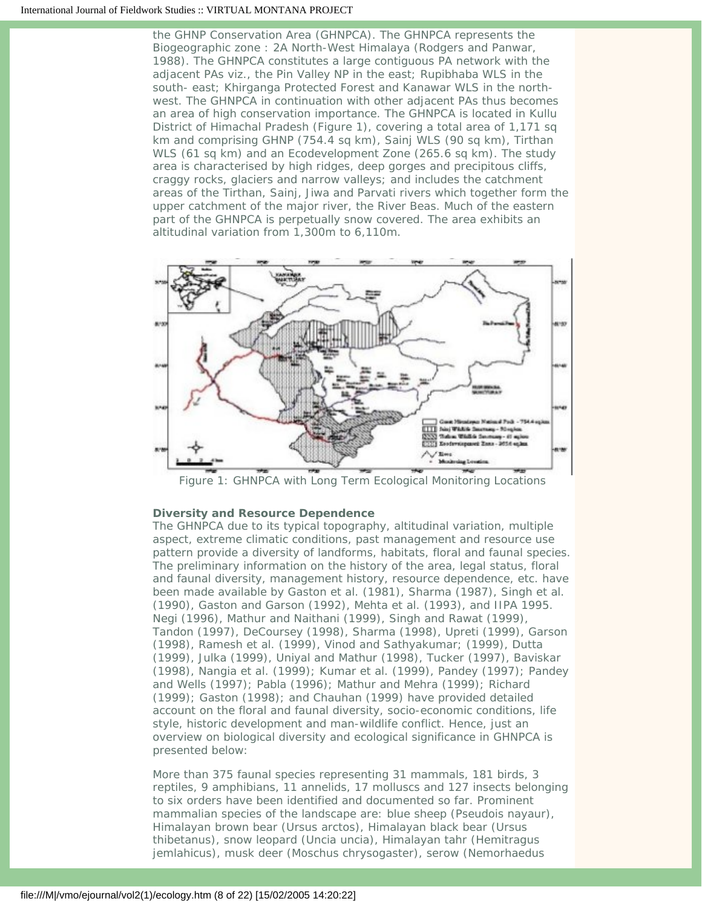the GHNP Conservation Area (GHNPCA). The GHNPCA represents the Biogeographic zone : 2A North-West Himalaya (Rodgers and Panwar, 1988). The GHNPCA constitutes a large contiguous PA network with the adjacent PAs viz., the Pin Valley NP in the east; Rupibhaba WLS in the south- east; Khirganga Protected Forest and Kanawar WLS in the north-west. The GHNPCA in continuation with other adjacent PAs thus becomes an area of high conservation importance. The GHNPCA is located in Kullu District of Himachal Pradesh (Figure 1), covering a total area of 1,171 sq km and comprising GHNP (754.4 sq km), Sainj WLS (90 sq km), Tirthan WLS (61 sq km) and an Ecodevelopment Zone (265.6 sq km). The study area is characterised by high ridges, deep gorges and precipitous cliffs, craggy rocks, glaciers and narrow valleys; and includes the catchment areas of the Tirthan, Sainj, Jiwa and Parvati rivers which together form the upper catchment of the major river, the River Beas. Much of the eastern part of the GHNPCA is perpetually snow covered. The area exhibits an altitudinal variation from 1,300m to 6,110m.

Figure 1: GHNPCA with Long Term Ecological Monitoring Locations

**Diversity and Resource Dependence**

The GHNPCA due to its typical topography, altitudinal variation, multiple aspect, extreme climatic conditions, past management and resource use pattern provide a diversity of landforms, habitats, floral and faunal species. The preliminary information on the history of the area, legal status, floral and faunal diversity, management history, resource dependence, etc. have been made available by Gaston et al. (1981), Sharma (1987), Singh et al. (1990), Gaston and Garson (1992), Mehta et al. (1993), and IIPA 1995. Negi (1996), Mathur and Naithani (1999), Singh and Rawat (1999), Tandon (1997), DeCoursey (1998), Sharma (1998), Upreti (1999), Garson (1998), Ramesh et al. (1999), Vinod and Sathyakumar; (1999), Dutta (1999), Julka (1999), Uniyal and Mathur (1998), Tucker (1997), Baviskar (1998), Nangia et al. (1999); Kumar et al. (1999), Pandey (1997); Pandey and Wells (1997); Pabla (1996); Mathur and Mehra (1999); Richard (1999); Gaston (1998); and Chauhan (1999) have provided detailed account on the floral and faunal diversity, socio-economic conditions, life style, historic development and man-wildlife conflict. Hence, just an overview on biological diversity and ecological significance in GHNPCA is presented below:

More than 375 faunal species representing 31 mammals, 181 birds, 3 reptiles, 9 amphibians, 11 annelids, 17 molluscs and 127 insects belonging to six orders have been identified and documented so far. Prominent mammalian species of the landscape are: blue sheep (Pseudois nayaur), Himalayan brown bear (Ursus arctos), Himalayan black bear (Ursus thibetanus), snow leopard (Uncia uncia), Himalayan tahr (Hemitragus jemlahicus), musk deer (Moschus chrysogaster), serow (Nemorhaedus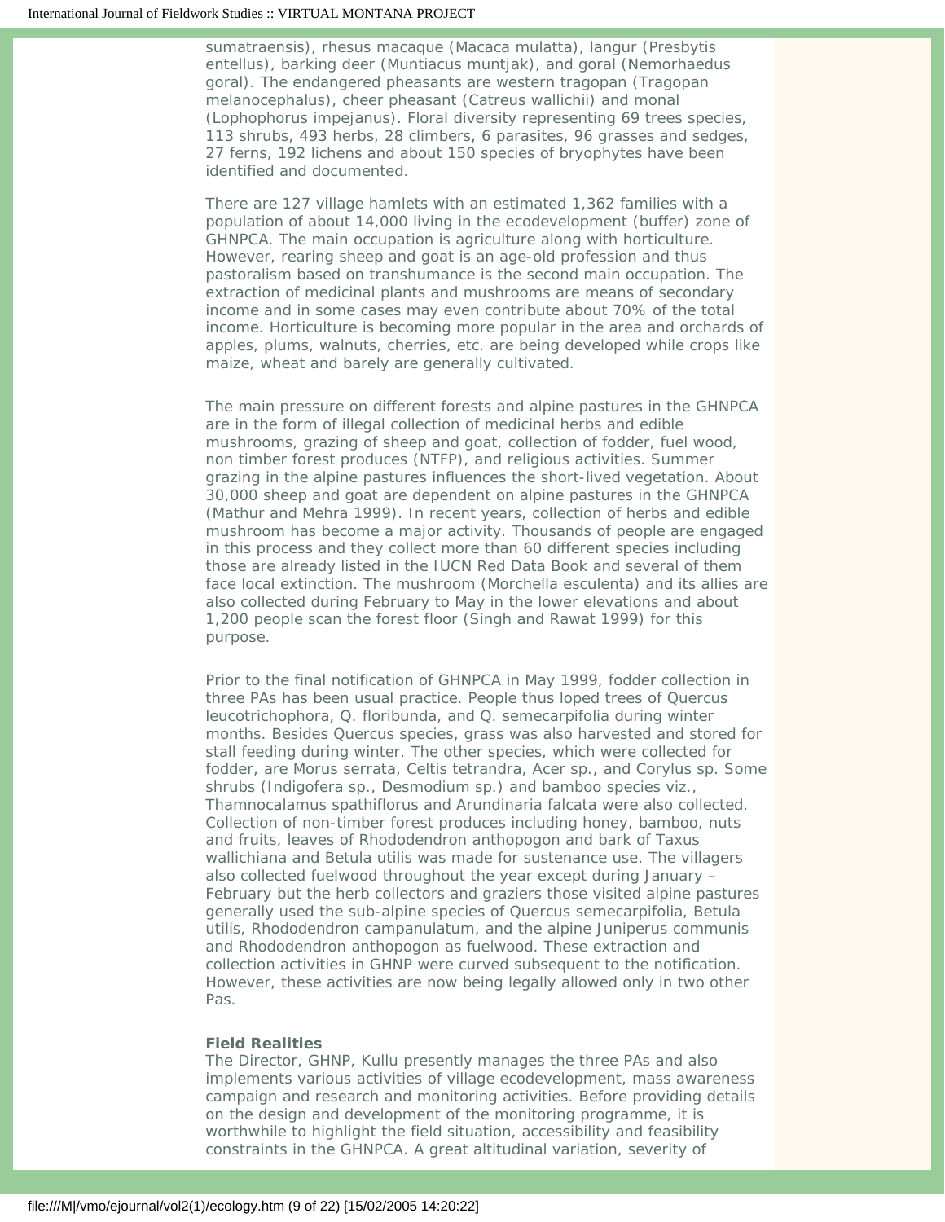sumatraensis), rhesus macaque (Macaca mulatta), langur (Presbytis entellus), barking deer (Muntiacus muntjak), and goral (Nemorhaedus goral). The endangered pheasants are western tragopan (Tragopan melanocephalus), cheer pheasant (Catreus wallichii) and monal (Lophophorus impejanus). Floral diversity representing 69 trees species, 113 shrubs, 493 herbs, 28 climbers, 6 parasites, 96 grasses and sedges, 27 ferns, 192 lichens and about 150 species of bryophytes have been identified and documented.

There are 127 village hamlets with an estimated 1,362 families with a population of about 14,000 living in the ecodevelopment (buffer) zone of GHNPCA. The main occupation is agriculture along with horticulture. However, rearing sheep and goat is an age-old profession and thus pastoralism based on transhumance is the second main occupation. The extraction of medicinal plants and mushrooms are means of secondary income and in some cases may even contribute about 70% of the total income. Horticulture is becoming more popular in the area and orchards of apples, plums, walnuts, cherries, etc. are being developed while crops like maize, wheat and barely are generally cultivated.

The main pressure on different forests and alpine pastures in the GHNPCA are in the form of illegal collection of medicinal herbs and edible mushrooms, grazing of sheep and goat, collection of fodder, fuel wood, non timber forest produces (NTFP), and religious activities. Summer grazing in the alpine pastures influences the short-lived vegetation. About 30,000 sheep and goat are dependent on alpine pastures in the GHNPCA (Mathur and Mehra 1999). In recent years, collection of herbs and edible mushroom has become a major activity. Thousands of people are engaged in this process and they collect more than 60 different species including those are already listed in the IUCN Red Data Book and several of them face local extinction. The mushroom (Morchella esculenta) and its allies are also collected during February to May in the lower elevations and about 1,200 people scan the forest floor (Singh and Rawat 1999) for this purpose.

Prior to the final notification of GHNPCA in May 1999, fodder collection in three PAs has been usual practice. People thus loped trees of Quercus leucotrichophora, Q. floribunda, and Q. semecarpifolia during winter months. Besides Quercus species, grass was also harvested and stored for stall feeding during winter. The other species, which were collected for fodder, are Morus serrata, Celtis tetrandra, Acer sp., and Corylus sp. Some shrubs (Indigofera sp., Desmodium sp.) and bamboo species viz., Thamnocalamus spathiflorus and Arundinaria falcata were also collected. Collection of non-timber forest produces including honey, bamboo, nuts and fruits, leaves of Rhododendron anthopogon and bark of Taxus wallichiana and Betula utilis was made for sustenance use. The villagers also collected fuelwood throughout the year except during January – February but the herb collectors and graziers those visited alpine pastures generally used the sub-alpine species of Quercus semecarpifolia, Betula utilis, Rhododendron campanulatum, and the alpine Juniperus communis and Rhododendron anthopogon as fuelwood. These extraction and collection activities in GHNP were curved subsequent to the notification. However, these activities are now being legally allowed only in two other Pas.

**Field Realities**

The Director, GHNP, Kullu presently manages the three PAs and also implements various activities of village ecodevelopment, mass awareness campaign and research and monitoring activities. Before providing details on the design and development of the monitoring programme, it is worthwhile to highlight the field situation, accessibility and feasibility constraints in the GHNPCA. A great altitudinal variation, severity of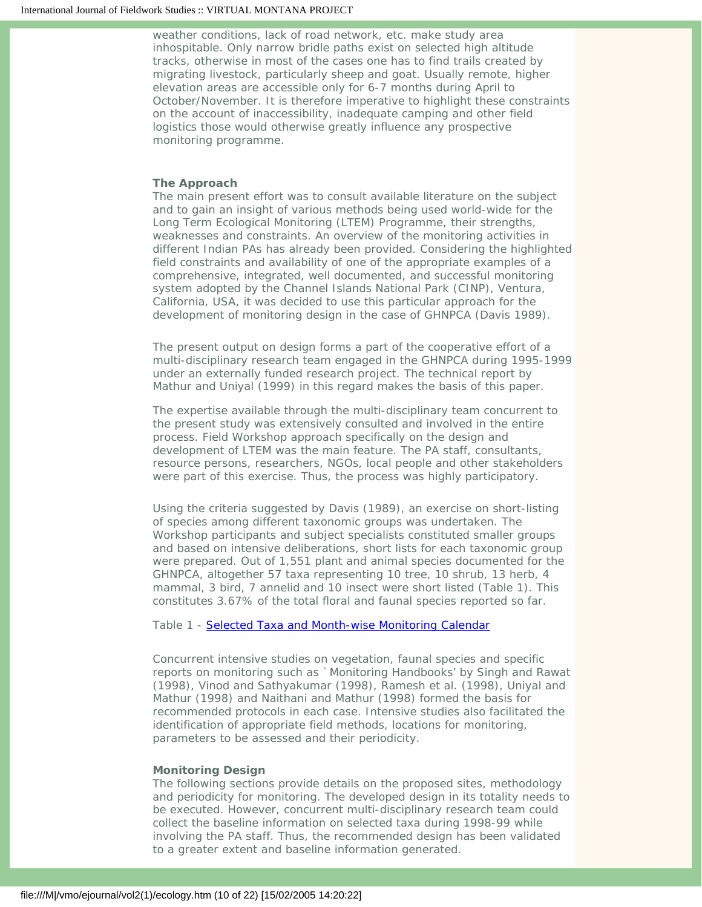weather conditions, lack of road network, etc. make study area inhospitable. Only narrow bridle paths exist on selected high altitude tracks, otherwise in most of the cases one has to find trails created by migrating livestock, particularly sheep and goat. Usually remote, higher elevation areas are accessible only for 6-7 months during April to October/November. It is therefore imperative to highlight these constraints on the account of inaccessibility, inadequate camping and other field logistics those would otherwise greatly influence any prospective monitoring programme.

### The Approach

The main present effort was to consult available literature on the subject and to gain an insight of various methods being used world-wide for the Long Term Ecological Monitoring (LTEM) Programme, their strengths, weaknesses and constraints. An overview of the monitoring activities in different Indian PAs has already been provided. Considering the highlighted field constraints and availability of one of the appropriate examples of a comprehensive, integrated, well documented, and successful monitoring system adopted by the Channel Islands National Park (CINP), Ventura, California, USA, it was decided to use this particular approach for the development of monitoring design in the case of GHNPCA (Davis 1989).

The present output on design forms a part of the cooperative effort of a multi-disciplinary research team engaged in the GHNPCA during 1995-1999 under an externally funded research project. The technical report by Mathur and Uniyal (1999) in this regard makes the basis of this paper.

The expertise available through the multi-disciplinary team concurrent to the present study was extensively consulted and involved in the entire process. Field Workshop approach specifically on the design and development of LTEM was the main feature. The PA staff, consultants, resource persons, researchers, NGOs, local people and other stakeholders were part of this exercise. Thus, the process was highly participatory.

Using the criteria suggested by Davis (1989), an exercise on short-listing of species among different taxonomic groups was undertaken. The Workshop participants and subject specialists constituted smaller groups and based on intensive deliberations, short lists for each taxonomic group were prepared. Out of 1,551 plant and animal species documented for the GHNPCA, altogether 57 taxa representing 10 tree, 10 shrub, 13 herb, 4 mammal, 3 bird, 7 annelid and 10 insect were short listed (Table 1). This constitutes 3.67% of the total floral and faunal species reported so far.

Table 1 - Selected Taxa and Month-wise Monitoring Calendar

Concurrent intensive studies on vegetation, faunal species and specific reports on monitoring such as `Monitoring Handbooks' by Singh and Rawat (1998), Vinod and Sathyakumar (1998), Ramesh et al. (1998), Uniyal and Mathur (1998) and Naithani and Mathur (1998) formed the basis for recommended protocols in each case. Intensive studies also facilitated the identification of appropriate field methods, locations for monitoring, parameters to be assessed and their periodicity.

### Monitoring Design

The following sections provide details on the proposed sites, methodology and periodicity for monitoring. The developed design in its totality needs to be executed. However, concurrent multi-disciplinary research team could collect the baseline information on selected taxa during 1998-99 while involving the PA staff. Thus, the recommended design has been validated to a greater extent and baseline information generated.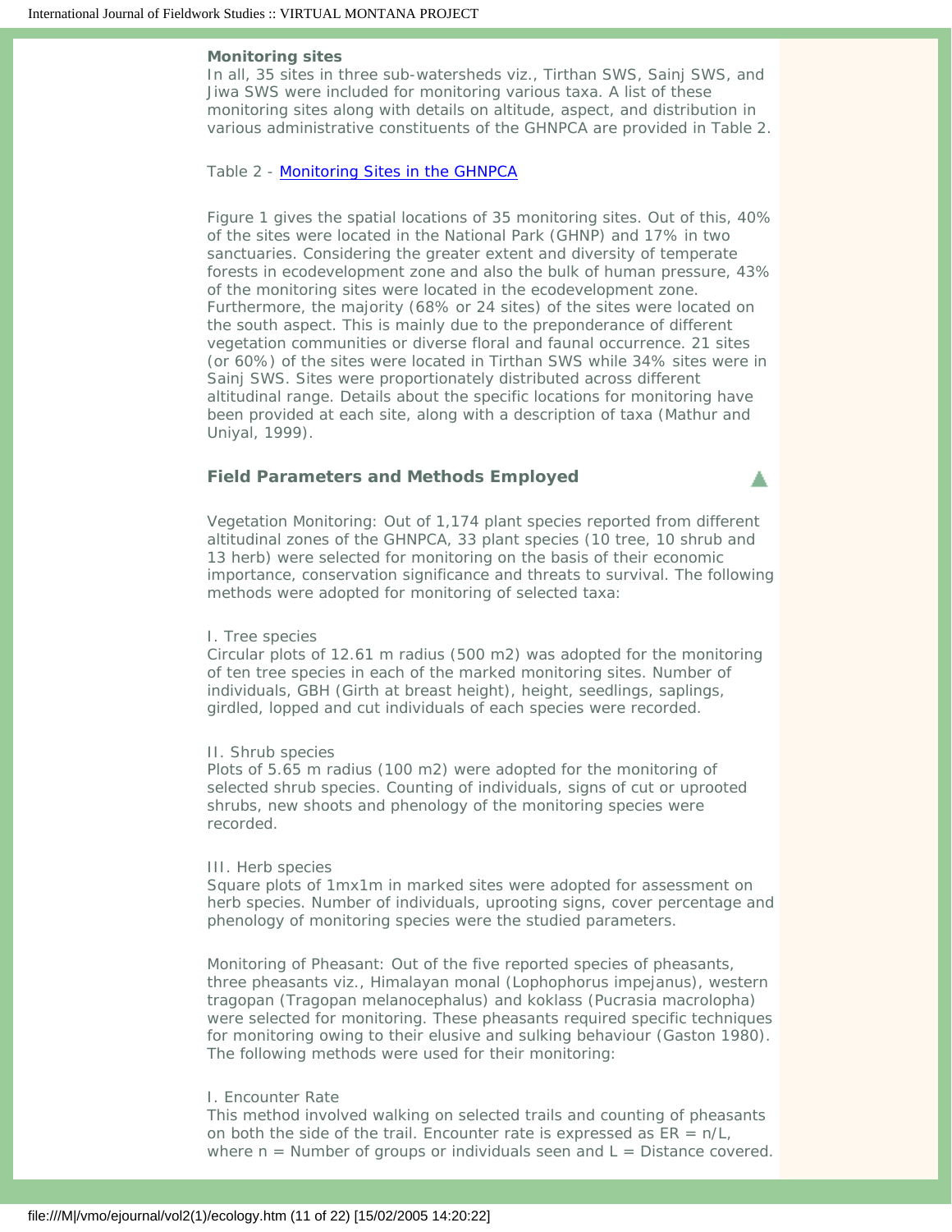**Monitoring sites**

In all, 35 sites in three sub-watersheds viz., Tirthan SWS, Sainj SWS, and Jiwa SWS were included for monitoring various taxa. A list of these monitoring sites along with details on altitude, aspect, and distribution in various administrative constituents of the GHNPCA are provided in Table 2.

Table 2 - Monitoring Sites in the GHNPCA

Figure 1 gives the spatial locations of 35 monitoring sites. Out of this, 40% of the sites were located in the National Park (GHNP) and 17% in two sanctuaries. Considering the greater extent and diversity of temperate forests in ecodevelopment zone and also the bulk of human pressure, 43% of the monitoring sites were located in the ecodevelopment zone. Furthermore, the majority (68% or 24 sites) of the sites were located on the south aspect. This is mainly due to the preponderance of different vegetation communities or diverse floral and faunal occurrence. 21 sites (or 60%) of the sites were located in Tirthan SWS while 34% sites were in Sainj SWS. Sites were proportionately distributed across different altitudinal range. Details about the specific locations for monitoring have been provided at each site, along with a description of taxa (Mathur and Uniyal, 1999).

### Field Parameters and Methods Employed

Vegetation Monitoring: Out of 1,174 plant species reported from different altitudinal zones of the GHNPCA, 33 plant species (10 tree, 10 shrub and 13 herb) were selected for monitoring on the basis of their economic importance, conservation significance and threats to survival. The following methods were adopted for monitoring of selected taxa:

I. Tree species
Circular plots of 12.61 m radius (500 m2) was adopted for the monitoring of ten tree species in each of the marked monitoring sites. Number of individuals, GBH (Girth at breast height), height, seedlings, saplings, girdled, lopped and cut individuals of each species were recorded.

II. Shrub species
Plots of 5.65 m radius (100 m2) were adopted for the monitoring of selected shrub species. Counting of individuals, signs of cut or uprooted shrubs, new shoots and phenology of the monitoring species were recorded.

III. Herb species
Square plots of 1mx1m in marked sites were adopted for assessment on herb species. Number of individuals, uprooting signs, cover percentage and phenology of monitoring species were the studied parameters.

Monitoring of Pheasant: Out of the five reported species of pheasants, three pheasants viz., Himalayan monal (Lophophorus impejanus), western tragopan (Tragopan melanocephalus) and koklass (Pucrasia macrolopha) were selected for monitoring. These pheasants required specific techniques for monitoring owing to their elusive and sulking behaviour (Gaston 1980). The following methods were used for their monitoring:

I. Encounter Rate
This method involved walking on selected trails and counting of pheasants on both the side of the trail. Encounter rate is expressed as $ER = n/L$, where $n$ = Number of groups or individuals seen and $L$ = Distance covered.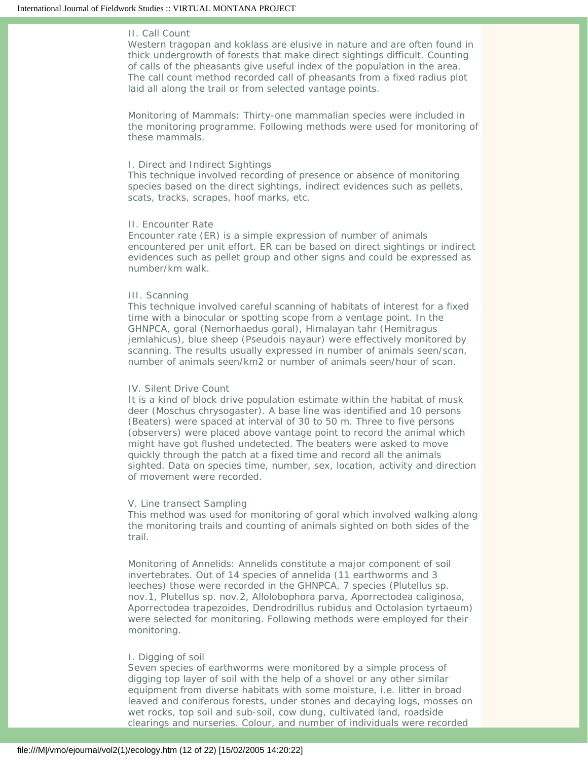II. Call Count

Western tragopan and koklass are elusive in nature and are often found in thick undergrowth of forests that make direct sightings difficult. Counting of calls of the pheasants give useful index of the population in the area. The call count method recorded call of pheasants from a fixed radius plot laid all along the trail or from selected vantage points.

Monitoring of Mammals: Thirty-one mammalian species were included in the monitoring programme. Following methods were used for monitoring of these mammals.

I. Direct and Indirect Sightings

This technique involved recording of presence or absence of monitoring species based on the direct sightings, indirect evidences such as pellets, scats, tracks, scrapes, hoof marks, etc.

II. Encounter Rate

Encounter rate (ER) is a simple expression of number of animals encountered per unit effort. ER can be based on direct sightings or indirect evidences such as pellet group and other signs and could be expressed as number/km walk.

III. Scanning

This technique involved careful scanning of habitats of interest for a fixed time with a binocular or spotting scope from a ventage point. In the GHNPCA, goral (Nemorhaedus goral), Himalayan tahr (Hemitragus jemlahicus), blue sheep (Pseudois nayaur) were effectively monitored by scanning. The results usually expressed in number of animals seen/scan, number of animals seen/km2 or number of animals seen/hour of scan.

IV. Silent Drive Count

It is a kind of block drive population estimate within the habitat of musk deer (Moschus chrysogaster). A base line was identified and 10 persons (Beaters) were spaced at interval of 30 to 50 m. Three to five persons (observers) were placed above vantage point to record the animal which might have got flushed undetected. The beaters were asked to move quickly through the patch at a fixed time and record all the animals sighted. Data on species time, number, sex, location, activity and direction of movement were recorded.

V. Line transect Sampling

This method was used for monitoring of goral which involved walking along the monitoring trails and counting of animals sighted on both sides of the trail.

Monitoring of Annelids: Annelids constitute a major component of soil invertebrates. Out of 14 species of annelida (11 earthworms and 3 leeches) those were recorded in the GHNPCA, 7 species (Plutellus sp. nov.1, Plutellus sp. nov.2, Allolobophora parva, Aporrectodea caliginosa, Aporrectodea trapezoides, Dendrodrillus rubidus and Octolasion tyrtaeum) were selected for monitoring. Following methods were employed for their monitoring.

I. Digging of soil

Seven species of earthworms were monitored by a simple process of digging top layer of soil with the help of a shovel or any other similar equipment from diverse habitats with some moisture, i.e. litter in broad leaved and coniferous forests, under stones and decaying logs, mosses on wet rocks, top soil and sub-soil, cow dung, cultivated land, roadside clearings and nurseries. Colour, and number of individuals were recorded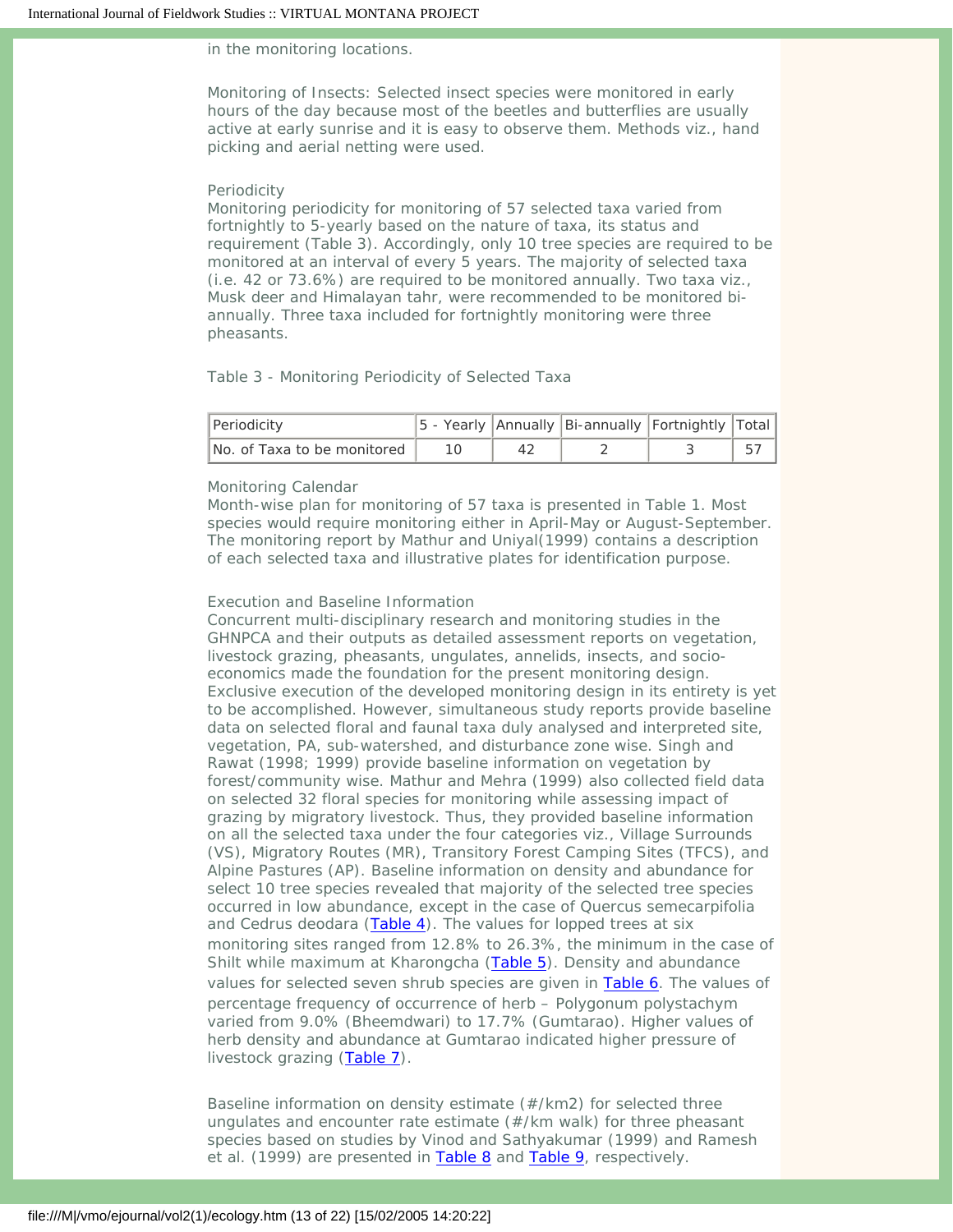in the monitoring locations.

Monitoring of Insects: Selected insect species were monitored in early hours of the day because most of the beetles and butterflies are usually active at early sunrise and it is easy to observe them. Methods viz., hand picking and aerial netting were used.

Periodicity

Monitoring periodicity for monitoring of 57 selected taxa varied from fortnightly to 5-yearly based on the nature of taxa, its status and requirement (Table 3). Accordingly, only 10 tree species are required to be monitored at an interval of every 5 years. The majority of selected taxa (i.e. 42 or 73.6%) are required to be monitored annually. Two taxa viz., Musk deer and Himalayan tahr, were recommended to be monitored bi-annually. Three taxa included for fortnightly monitoring were three pheasants.

Table 3 - Monitoring Periodicity of Selected Taxa

| Periodicity | 5 - Yearly | Annually | Bi-annually | Fortnightly | Total |
|---|---|---|---|---|---|
| No. of Taxa to be monitored | 10 | 42 | 2 | 3 | 57 |

Monitoring Calendar

Month-wise plan for monitoring of 57 taxa is presented in Table 1. Most species would require monitoring either in April-May or August-September. The monitoring report by Mathur and Uniyal(1999) contains a description of each selected taxa and illustrative plates for identification purpose.

Execution and Baseline Information

Concurrent multi-disciplinary research and monitoring studies in the GHNPCA and their outputs as detailed assessment reports on vegetation, livestock grazing, pheasants, ungulates, annelids, insects, and socio-economics made the foundation for the present monitoring design. Exclusive execution of the developed monitoring design in its entirety is yet to be accomplished. However, simultaneous study reports provide baseline data on selected floral and faunal taxa duly analysed and interpreted site, vegetation, PA, sub-watershed, and disturbance zone wise. Singh and Rawat (1998; 1999) provide baseline information on vegetation by forest/community wise. Mathur and Mehra (1999) also collected field data on selected 32 floral species for monitoring while assessing impact of grazing by migratory livestock. Thus, they provided baseline information on all the selected taxa under the four categories viz., Village Surrounds (VS), Migratory Routes (MR), Transitory Forest Camping Sites (TFCS), and Alpine Pastures (AP). Baseline information on density and abundance for select 10 tree species revealed that majority of the selected tree species occurred in low abundance, except in the case of Quercus semecarpifolia and Cedrus deodara (Table 4). The values for lopped trees at six monitoring sites ranged from 12.8% to 26.3%, the minimum in the case of Shilt while maximum at Kharongcha (Table 5). Density and abundance values for selected seven shrub species are given in Table 6. The values of percentage frequency of occurrence of herb – Polygonum polystachym varied from 9.0% (Bheemdwari) to 17.7% (Gumtarao). Higher values of herb density and abundance at Gumtarao indicated higher pressure of livestock grazing (Table 7).

Baseline information on density estimate (#/km2) for selected three ungulates and encounter rate estimate (#/km walk) for three pheasant species based on studies by Vinod and Sathyakumar (1999) and Ramesh et al. (1999) are presented in Table 8 and Table 9, respectively.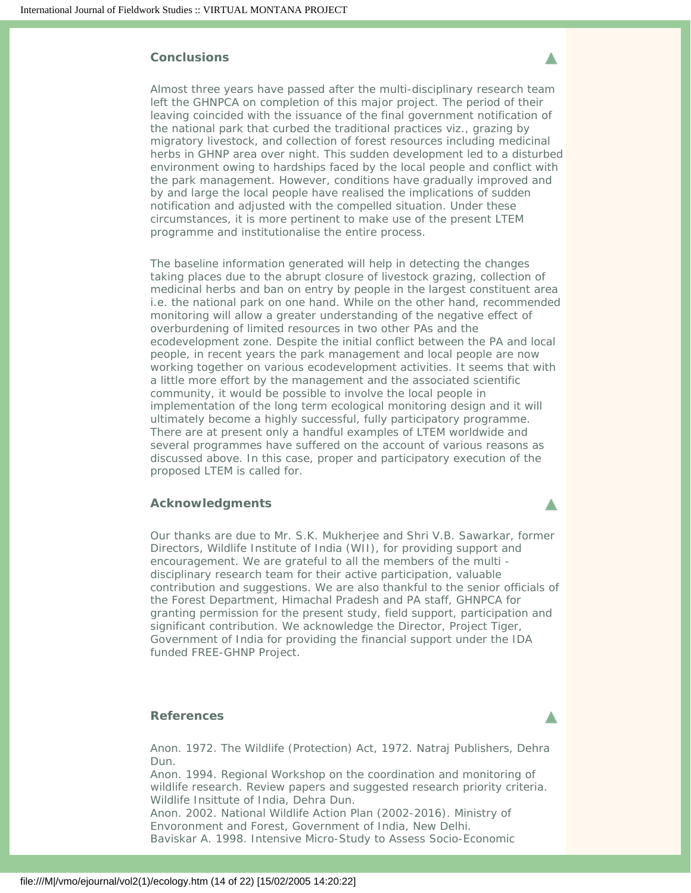## Conclusions

Almost three years have passed after the multi-disciplinary research team left the GHNPCA on completion of this major project. The period of their leaving coincided with the issuance of the final government notification of the national park that curbed the traditional practices viz., grazing by migratory livestock, and collection of forest resources including medicinal herbs in GHNP area over night. This sudden development led to a disturbed environment owing to hardships faced by the local people and conflict with the park management. However, conditions have gradually improved and by and large the local people have realised the implications of sudden notification and adjusted with the compelled situation. Under these circumstances, it is more pertinent to make use of the present LTEM programme and institutionalise the entire process.

The baseline information generated will help in detecting the changes taking places due to the abrupt closure of livestock grazing, collection of medicinal herbs and ban on entry by people in the largest constituent area i.e. the national park on one hand. While on the other hand, recommended monitoring will allow a greater understanding of the negative effect of overburdening of limited resources in two other PAs and the ecodevelopment zone. Despite the initial conflict between the PA and local people, in recent years the park management and local people are now working together on various ecodevelopment activities. It seems that with a little more effort by the management and the associated scientific community, it would be possible to involve the local people in implementation of the long term ecological monitoring design and it will ultimately become a highly successful, fully participatory programme. There are at present only a handful examples of LTEM worldwide and several programmes have suffered on the account of various reasons as discussed above. In this case, proper and participatory execution of the proposed LTEM is called for.

## Acknowledgments

Our thanks are due to Mr. S.K. Mukherjee and Shri V.B. Sawarkar, former Directors, Wildlife Institute of India (WII), for providing support and encouragement. We are grateful to all the members of the multi - disciplinary research team for their active participation, valuable contribution and suggestions. We are also thankful to the senior officials of the Forest Department, Himachal Pradesh and PA staff, GHNPCA for granting permission for the present study, field support, participation and significant contribution. We acknowledge the Director, Project Tiger, Government of India for providing the financial support under the IDA funded FREE-GHNP Project.

## References

Anon. 1972. The Wildlife (Protection) Act, 1972. Natraj Publishers, Dehra Dun.

Anon. 1994. Regional Workshop on the coordination and monitoring of wildlife research. Review papers and suggested research priority criteria. Wildlife Insittute of India, Dehra Dun.

Anon. 2002. National Wildlife Action Plan (2002-2016). Ministry of Envoronment and Forest, Government of India, New Delhi.

Baviskar A. 1998. Intensive Micro-Study to Assess Socio-Economic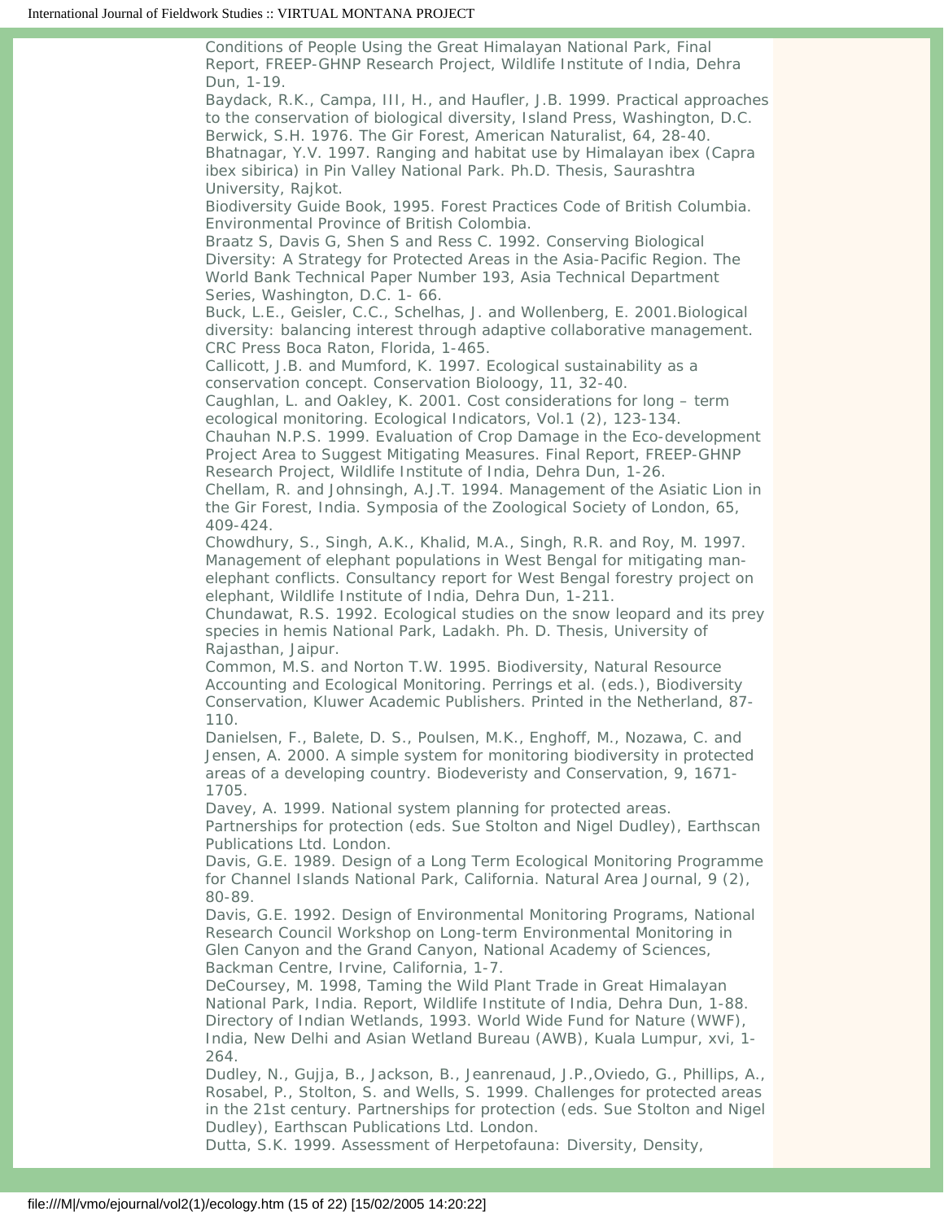Conditions of People Using the Great Himalayan National Park, Final Report, FREEP-GHNP Research Project, Wildlife Institute of India, Dehra Dun, 1-19.

Baydack, R.K., Campa, III, H., and Haufler, J.B. 1999. Practical approaches to the conservation of biological diversity, Island Press, Washington, D.C.

Berwick, S.H. 1976. The Gir Forest, American Naturalist, 64, 28-40.

Bhatnagar, Y.V. 1997. Ranging and habitat use by Himalayan ibex (Capra ibex sibirica) in Pin Valley National Park. Ph.D. Thesis, Saurashtra University, Rajkot.

Biodiversity Guide Book, 1995. Forest Practices Code of British Columbia. Environmental Province of British Colombia.

Braatz S, Davis G, Shen S and Ress C. 1992. Conserving Biological Diversity: A Strategy for Protected Areas in the Asia-Pacific Region. The World Bank Technical Paper Number 193, Asia Technical Department Series, Washington, D.C. 1- 66.

Buck, L.E., Geisler, C.C., Schelhas, J. and Wollenberg, E. 2001.Biological diversity: balancing interest through adaptive collaborative management. CRC Press Boca Raton, Florida, 1-465.

Callicott, J.B. and Mumford, K. 1997. Ecological sustainability as a conservation concept. Conservation Bioloogy, 11, 32-40.

Caughlan, L. and Oakley, K. 2001. Cost considerations for long – term ecological monitoring. Ecological Indicators, Vol.1 (2), 123-134.

Chauhan N.P.S. 1999. Evaluation of Crop Damage in the Eco-development Project Area to Suggest Mitigating Measures. Final Report, FREEP-GHNP Research Project, Wildlife Institute of India, Dehra Dun, 1-26.

Chellam, R. and Johnsingh, A.J.T. 1994. Management of the Asiatic Lion in the Gir Forest, India. Symposia of the Zoological Society of London, 65, 409-424.

Chowdhury, S., Singh, A.K., Khalid, M.A., Singh, R.R. and Roy, M. 1997. Management of elephant populations in West Bengal for mitigating man-elephant conflicts. Consultancy report for West Bengal forestry project on elephant, Wildlife Institute of India, Dehra Dun, 1-211.

Chundawat, R.S. 1992. Ecological studies on the snow leopard and its prey species in hemis National Park, Ladakh. Ph. D. Thesis, University of Rajasthan, Jaipur.

Common, M.S. and Norton T.W. 1995. Biodiversity, Natural Resource Accounting and Ecological Monitoring. Perrings et al. (eds.), Biodiversity Conservation, Kluwer Academic Publishers. Printed in the Netherland, 87-110.

Danielsen, F., Balete, D. S., Poulsen, M.K., Enghoff, M., Nozawa, C. and Jensen, A. 2000. A simple system for monitoring biodiversity in protected areas of a developing country. Biodeveristy and Conservation, 9, 1671-1705.

Davey, A. 1999. National system planning for protected areas. Partnerships for protection (eds. Sue Stolton and Nigel Dudley), Earthscan Publications Ltd. London.

Davis, G.E. 1989. Design of a Long Term Ecological Monitoring Programme for Channel Islands National Park, California. Natural Area Journal, 9 (2), 80-89.

Davis, G.E. 1992. Design of Environmental Monitoring Programs, National Research Council Workshop on Long-term Environmental Monitoring in Glen Canyon and the Grand Canyon, National Academy of Sciences, Backman Centre, Irvine, California, 1-7.

DeCoursey, M. 1998, Taming the Wild Plant Trade in Great Himalayan National Park, India. Report, Wildlife Institute of India, Dehra Dun, 1-88.

Directory of Indian Wetlands, 1993. World Wide Fund for Nature (WWF), India, New Delhi and Asian Wetland Bureau (AWB), Kuala Lumpur, xvi, 1-264.

Dudley, N., Gujja, B., Jackson, B., Jeanrenaud, J.P.,Oviedo, G., Phillips, A., Rosabel, P., Stolton, S. and Wells, S. 1999. Challenges for protected areas in the 21st century. Partnerships for protection (eds. Sue Stolton and Nigel Dudley), Earthscan Publications Ltd. London.

Dutta, S.K. 1999. Assessment of Herpetofauna: Diversity, Density,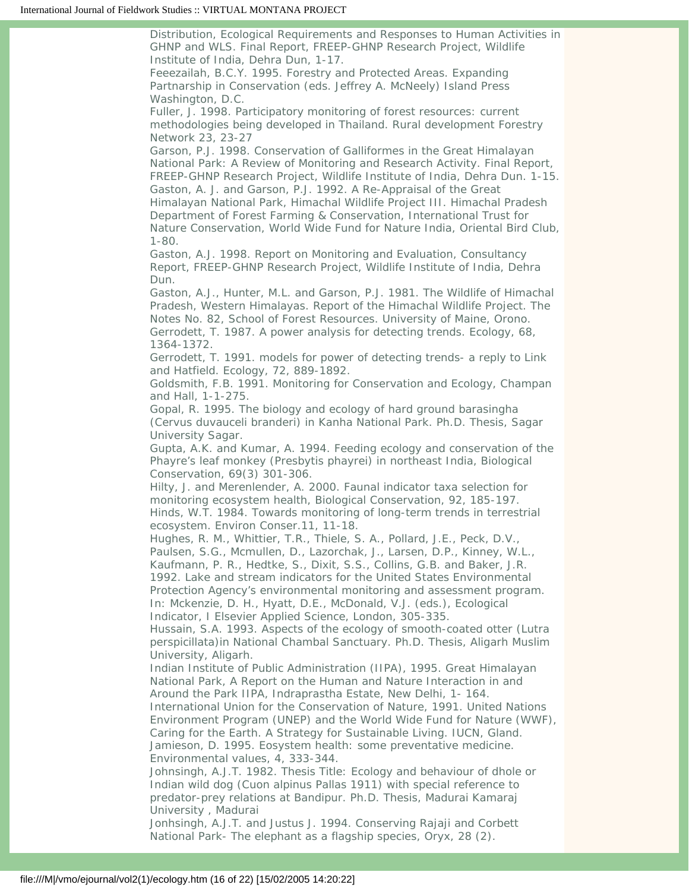Distribution, Ecological Requirements and Responses to Human Activities in GHNP and WLS. Final Report, FREEP-GHNP Research Project, Wildlife Institute of India, Dehra Dun, 1-17.

Feeezailah, B.C.Y. 1995. Forestry and Protected Areas. Expanding Partnarship in Conservation (eds. Jeffrey A. McNeely) Island Press Washington, D.C.

Fuller, J. 1998. Participatory monitoring of forest resources: current methodologies being developed in Thailand. Rural development Forestry Network 23, 23-27

Garson, P.J. 1998. Conservation of Galliformes in the Great Himalayan National Park: A Review of Monitoring and Research Activity. Final Report, FREEP-GHNP Research Project, Wildlife Institute of India, Dehra Dun. 1-15.

Gaston, A. J. and Garson, P.J. 1992. A Re-Appraisal of the Great Himalayan National Park, Himachal Wildlife Project III. Himachal Pradesh Department of Forest Farming & Conservation, International Trust for Nature Conservation, World Wide Fund for Nature India, Oriental Bird Club, 1-80.

Gaston, A.J. 1998. Report on Monitoring and Evaluation, Consultancy Report, FREEP-GHNP Research Project, Wildlife Institute of India, Dehra Dun.

Gaston, A.J., Hunter, M.L. and Garson, P.J. 1981. The Wildlife of Himachal Pradesh, Western Himalayas. Report of the Himachal Wildlife Project. The Notes No. 82, School of Forest Resources. University of Maine, Orono.

Gerrodett, T. 1987. A power analysis for detecting trends. Ecology, 68, 1364-1372.

Gerrodett, T. 1991. models for power of detecting trends- a reply to Link and Hatfield. Ecology, 72, 889-1892.

Goldsmith, F.B. 1991. Monitoring for Conservation and Ecology, Champan and Hall, 1-1-275.

Gopal, R. 1995. The biology and ecology of hard ground barasingha (Cervus duvauceli branderi) in Kanha National Park. Ph.D. Thesis, Sagar University Sagar.

Gupta, A.K. and Kumar, A. 1994. Feeding ecology and conservation of the Phayre's leaf monkey (Presbytis phayrei) in northeast India, Biological Conservation, 69(3) 301-306.

Hilty, J. and Merenlender, A. 2000. Faunal indicator taxa selection for monitoring ecosystem health, Biological Conservation, 92, 185-197.

Hinds, W.T. 1984. Towards monitoring of long-term trends in terrestrial ecosystem. Environ Conser.11, 11-18.

Hughes, R. M., Whittier, T.R., Thiele, S. A., Pollard, J.E., Peck, D.V., Paulsen, S.G., Mcmullen, D., Lazorchak, J., Larsen, D.P., Kinney, W.L., Kaufmann, P. R., Hedtke, S., Dixit, S.S., Collins, G.B. and Baker, J.R. 1992. Lake and stream indicators for the United States Environmental Protection Agency's environmental monitoring and assessment program. In: Mckenzie, D. H., Hyatt, D.E., McDonald, V.J. (eds.), Ecological Indicator, I Elsevier Applied Science, London, 305-335.

Hussain, S.A. 1993. Aspects of the ecology of smooth-coated otter (Lutra perspicillata)in National Chambal Sanctuary. Ph.D. Thesis, Aligarh Muslim University, Aligarh.

Indian Institute of Public Administration (IIPA), 1995. Great Himalayan National Park, A Report on the Human and Nature Interaction in and Around the Park IIPA, Indraprastha Estate, New Delhi, 1- 164.

International Union for the Conservation of Nature, 1991. United Nations Environment Program (UNEP) and the World Wide Fund for Nature (WWF), Caring for the Earth. A Strategy for Sustainable Living. IUCN, Gland.

Jamieson, D. 1995. Eosystem health: some preventative medicine. Environmental values, 4, 333-344.

Johnsingh, A.J.T. 1982. Thesis Title: Ecology and behaviour of dhole or Indian wild dog (Cuon alpinus Pallas 1911) with special reference to predator-prey relations at Bandipur. Ph.D. Thesis, Madurai Kamaraj University , Madurai

Jonhsingh, A.J.T. and Justus J. 1994. Conserving Rajaji and Corbett National Park- The elephant as a flagship species, Oryx, 28 (2).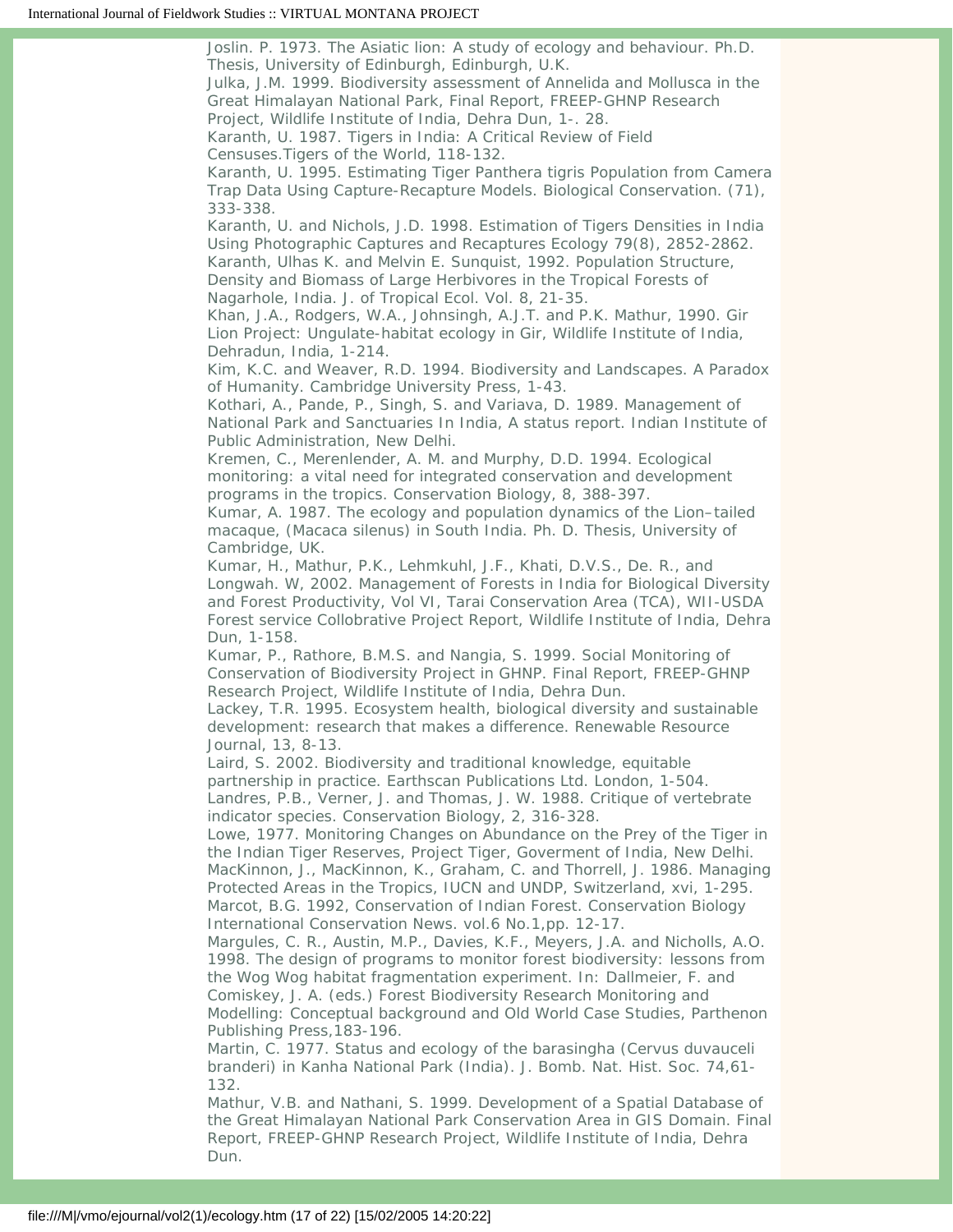Joslin. P. 1973. The Asiatic lion: A study of ecology and behaviour. Ph.D. Thesis, University of Edinburgh, Edinburgh, U.K.

Julka, J.M. 1999. Biodiversity assessment of Annelida and Mollusca in the Great Himalayan National Park, Final Report, FREEP-GHNP Research Project, Wildlife Institute of India, Dehra Dun, 1-. 28.

Karanth, U. 1987. Tigers in India: A Critical Review of Field Censuses.Tigers of the World, 118-132.

Karanth, U. 1995. Estimating Tiger Panthera tigris Population from Camera Trap Data Using Capture-Recapture Models. Biological Conservation. (71), 333-338.

Karanth, U. and Nichols, J.D. 1998. Estimation of Tigers Densities in India Using Photographic Captures and Recaptures Ecology 79(8), 2852-2862.

Karanth, Ulhas K. and Melvin E. Sunquist, 1992. Population Structure, Density and Biomass of Large Herbivores in the Tropical Forests of Nagarhole, India. J. of Tropical Ecol. Vol. 8, 21-35.

Khan, J.A., Rodgers, W.A., Johnsingh, A.J.T. and P.K. Mathur, 1990. Gir Lion Project: Ungulate-habitat ecology in Gir, Wildlife Institute of India, Dehradun, India, 1-214.

Kim, K.C. and Weaver, R.D. 1994. Biodiversity and Landscapes. A Paradox of Humanity. Cambridge University Press, 1-43.

Kothari, A., Pande, P., Singh, S. and Variava, D. 1989. Management of National Park and Sanctuaries In India, A status report. Indian Institute of Public Administration, New Delhi.

Kremen, C., Merenlender, A. M. and Murphy, D.D. 1994. Ecological monitoring: a vital need for integrated conservation and development programs in the tropics. Conservation Biology, 8, 388-397.

Kumar, A. 1987. The ecology and population dynamics of the Lion–tailed macaque, (Macaca silenus) in South India. Ph. D. Thesis, University of Cambridge, UK.

Kumar, H., Mathur, P.K., Lehmkuhl, J.F., Khati, D.V.S., De. R., and Longwah. W, 2002. Management of Forests in India for Biological Diversity and Forest Productivity, Vol VI, Tarai Conservation Area (TCA), WII-USDA Forest service Collobrative Project Report, Wildlife Institute of India, Dehra Dun, 1-158.

Kumar, P., Rathore, B.M.S. and Nangia, S. 1999. Social Monitoring of Conservation of Biodiversity Project in GHNP. Final Report, FREEP-GHNP Research Project, Wildlife Institute of India, Dehra Dun.

Lackey, T.R. 1995. Ecosystem health, biological diversity and sustainable development: research that makes a difference. Renewable Resource Journal, 13, 8-13.

Laird, S. 2002. Biodiversity and traditional knowledge, equitable partnership in practice. Earthscan Publications Ltd. London, 1-504.

Landres, P.B., Verner, J. and Thomas, J. W. 1988. Critique of vertebrate indicator species. Conservation Biology, 2, 316-328.

Lowe, 1977. Monitoring Changes on Abundance on the Prey of the Tiger in the Indian Tiger Reserves, Project Tiger, Goverment of India, New Delhi.

MacKinnon, J., MacKinnon, K., Graham, C. and Thorrell, J. 1986. Managing Protected Areas in the Tropics, IUCN and UNDP, Switzerland, xvi, 1-295.

Marcot, B.G. 1992, Conservation of Indian Forest. Conservation Biology International Conservation News. vol.6 No.1,pp. 12-17.

Margules, C. R., Austin, M.P., Davies, K.F., Meyers, J.A. and Nicholls, A.O. 1998. The design of programs to monitor forest biodiversity: lessons from the Wog Wog habitat fragmentation experiment. In: Dallmeier, F. and Comiskey, J. A. (eds.) Forest Biodiversity Research Monitoring and Modelling: Conceptual background and Old World Case Studies, Parthenon Publishing Press,183-196.

Martin, C. 1977. Status and ecology of the barasingha (Cervus duvauceli branderi) in Kanha National Park (India). J. Bomb. Nat. Hist. Soc. 74,61-132.

Mathur, V.B. and Nathani, S. 1999. Development of a Spatial Database of the Great Himalayan National Park Conservation Area in GIS Domain. Final Report, FREEP-GHNP Research Project, Wildlife Institute of India, Dehra Dun.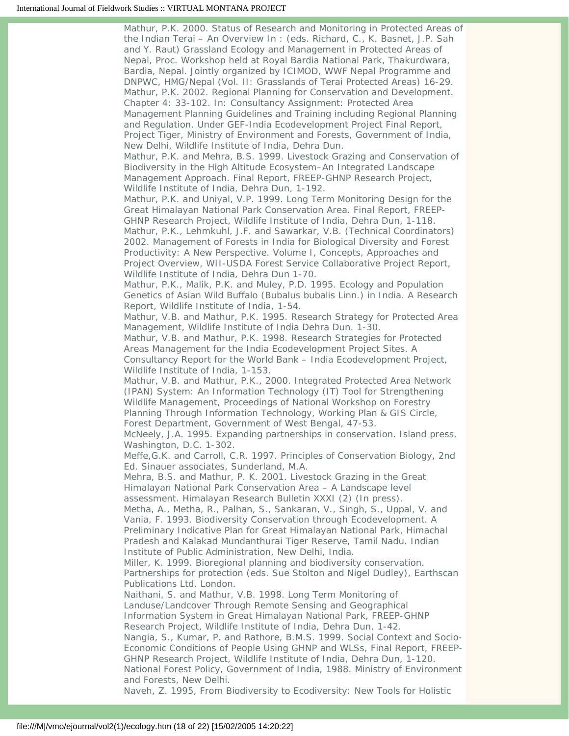Mathur, P.K. 2000. Status of Research and Monitoring in Protected Areas of the Indian Terai – An Overview In : (eds. Richard, C., K. Basnet, J.P. Sah and Y. Raut) Grassland Ecology and Management in Protected Areas of Nepal, Proc. Workshop held at Royal Bardia National Park, Thakurdwara, Bardia, Nepal. Jointly organized by ICIMOD, WWF Nepal Programme and DNPWC, HMG/Nepal (Vol. II: Grasslands of Terai Protected Areas) 16-29.

Mathur, P.K. 2002. Regional Planning for Conservation and Development. Chapter 4: 33-102. In: Consultancy Assignment: Protected Area Management Planning Guidelines and Training including Regional Planning and Regulation. Under GEF-India Ecodevelopment Project Final Report, Project Tiger, Ministry of Environment and Forests, Government of India, New Delhi, Wildlife Institute of India, Dehra Dun.

Mathur, P.K. and Mehra, B.S. 1999. Livestock Grazing and Conservation of Biodiversity in the High Altitude Ecosystem–An Integrated Landscape Management Approach. Final Report, FREEP-GHNP Research Project, Wildlife Institute of India, Dehra Dun, 1-192.

Mathur, P.K. and Uniyal, V.P. 1999. Long Term Monitoring Design for the Great Himalayan National Park Conservation Area. Final Report, FREEP-GHNP Research Project, Wildlife Institute of India, Dehra Dun, 1-118.

Mathur, P.K., Lehmkuhl, J.F. and Sawarkar, V.B. (Technical Coordinators) 2002. Management of Forests in India for Biological Diversity and Forest Productivity: A New Perspective. Volume I, Concepts, Approaches and Project Overview, WII-USDA Forest Service Collaborative Project Report, Wildlife Institute of India, Dehra Dun 1-70.

Mathur, P.K., Malik, P.K. and Muley, P.D. 1995. Ecology and Population Genetics of Asian Wild Buffalo (Bubalus bubalis Linn.) in India. A Research Report, Wildlife Institute of India, 1-54.

Mathur, V.B. and Mathur, P.K. 1995. Research Strategy for Protected Area Management, Wildlife Institute of India Dehra Dun. 1-30.

Mathur, V.B. and Mathur, P.K. 1998. Research Strategies for Protected Areas Management for the India Ecodevelopment Project Sites. A Consultancy Report for the World Bank – India Ecodevelopment Project, Wildlife Institute of India, 1-153.

Mathur, V.B. and Mathur, P.K., 2000. Integrated Protected Area Network (IPAN) System: An Information Technology (IT) Tool for Strengthening Wildlife Management, Proceedings of National Workshop on Forestry Planning Through Information Technology, Working Plan & GIS Circle, Forest Department, Government of West Bengal, 47-53.

McNeely, J.A. 1995. Expanding partnerships in conservation. Island press, Washington, D.C. 1-302.

Meffe,G.K. and Carroll, C.R. 1997. Principles of Conservation Biology, 2nd Ed. Sinauer associates, Sunderland, M.A.

Mehra, B.S. and Mathur, P. K. 2001. Livestock Grazing in the Great Himalayan National Park Conservation Area – A Landscape level assessment. Himalayan Research Bulletin XXXI (2) (In press).

Metha, A., Metha, R., Palhan, S., Sankaran, V., Singh, S., Uppal, V. and Vania, F. 1993. Biodiversity Conservation through Ecodevelopment. A Preliminary Indicative Plan for Great Himalayan National Park, Himachal Pradesh and Kalakad Mundanthurai Tiger Reserve, Tamil Nadu. Indian Institute of Public Administration, New Delhi, India.

Miller, K. 1999. Bioregional planning and biodiversity conservation. Partnerships for protection (eds. Sue Stolton and Nigel Dudley), Earthscan Publications Ltd. London.

Naithani, S. and Mathur, V.B. 1998. Long Term Monitoring of Landuse/Landcover Through Remote Sensing and Geographical Information System in Great Himalayan National Park, FREEP-GHNP Research Project, Wildlife Institute of India, Dehra Dun, 1-42.

Nangia, S., Kumar, P. and Rathore, B.M.S. 1999. Social Context and Socio-Economic Conditions of People Using GHNP and WLSs, Final Report, FREEP-GHNP Research Project, Wildlife Institute of India, Dehra Dun, 1-120.

National Forest Policy, Government of India, 1988. Ministry of Environment and Forests, New Delhi.

Naveh, Z. 1995, From Biodiversity to Ecodiversity: New Tools for Holistic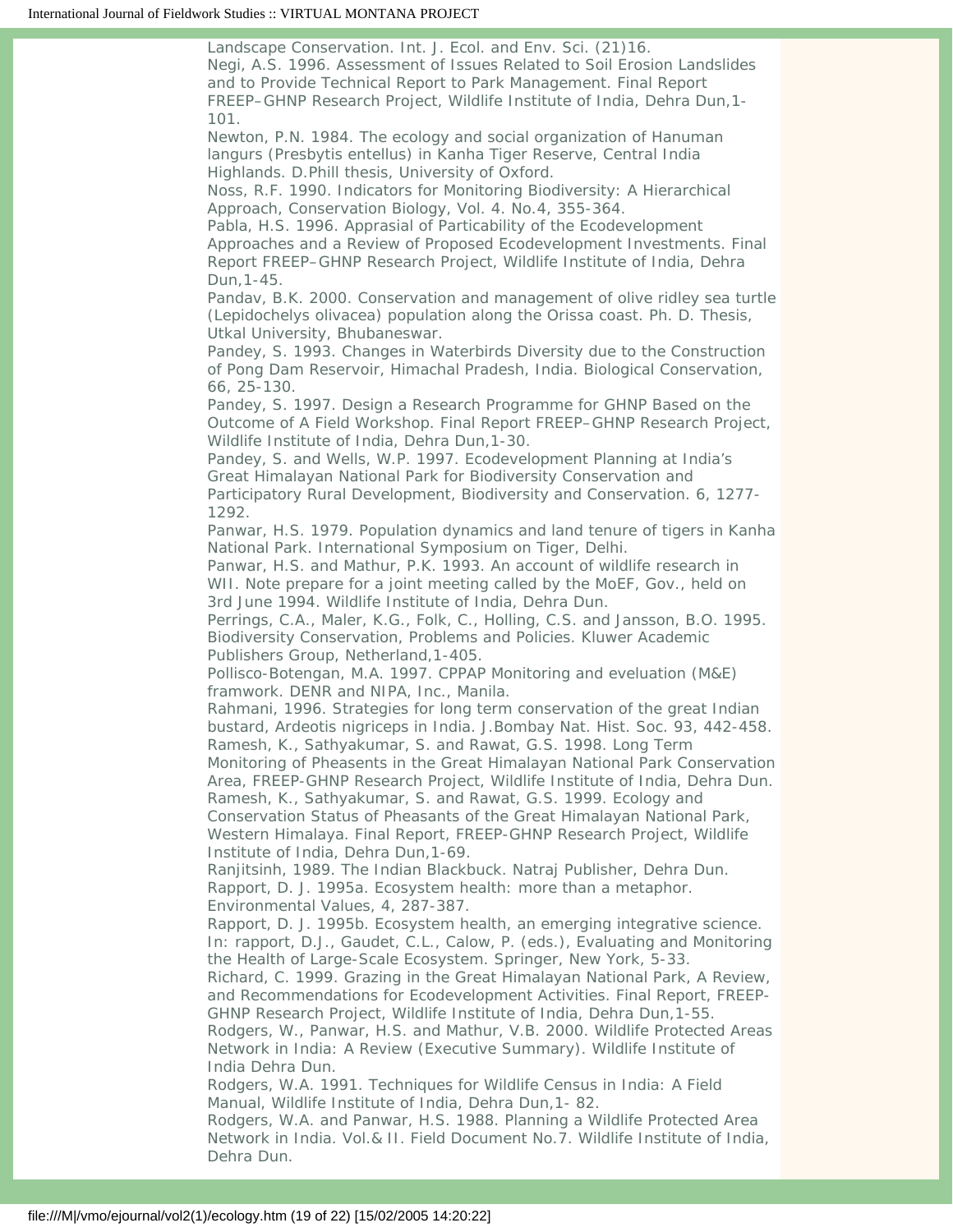Landscape Conservation. Int. J. Ecol. and Env. Sci. (21)16.

Negi, A.S. 1996. Assessment of Issues Related to Soil Erosion Landslides and to Provide Technical Report to Park Management. Final Report FREEP–GHNP Research Project, Wildlife Institute of India, Dehra Dun,1-101.

Newton, P.N. 1984. The ecology and social organization of Hanuman langurs (Presbytis entellus) in Kanha Tiger Reserve, Central India Highlands. D.Phill thesis, University of Oxford.

Noss, R.F. 1990. Indicators for Monitoring Biodiversity: A Hierarchical Approach, Conservation Biology, Vol. 4. No.4, 355-364.

Pabla, H.S. 1996. Apprasial of Particability of the Ecodevelopment Approaches and a Review of Proposed Ecodevelopment Investments. Final Report FREEP–GHNP Research Project, Wildlife Institute of India, Dehra Dun,1-45.

Pandav, B.K. 2000. Conservation and management of olive ridley sea turtle (Lepidochelys olivacea) population along the Orissa coast. Ph. D. Thesis, Utkal University, Bhubaneswar.

Pandey, S. 1993. Changes in Waterbirds Diversity due to the Construction of Pong Dam Reservoir, Himachal Pradesh, India. Biological Conservation, 66, 25-130.

Pandey, S. 1997. Design a Research Programme for GHNP Based on the Outcome of A Field Workshop. Final Report FREEP–GHNP Research Project, Wildlife Institute of India, Dehra Dun,1-30.

Pandey, S. and Wells, W.P. 1997. Ecodevelopment Planning at India's Great Himalayan National Park for Biodiversity Conservation and Participatory Rural Development, Biodiversity and Conservation. 6, 1277-1292.

Panwar, H.S. 1979. Population dynamics and land tenure of tigers in Kanha National Park. International Symposium on Tiger, Delhi.

Panwar, H.S. and Mathur, P.K. 1993. An account of wildlife research in WII. Note prepare for a joint meeting called by the MoEF, Gov., held on 3rd June 1994. Wildlife Institute of India, Dehra Dun.

Perrings, C.A., Maler, K.G., Folk, C., Holling, C.S. and Jansson, B.O. 1995. Biodiversity Conservation, Problems and Policies. Kluwer Academic Publishers Group, Netherland,1-405.

Pollisco-Botengan, M.A. 1997. CPPAP Monitoring and eveluation (M&E) framwork. DENR and NIPA, Inc., Manila.

Rahmani, 1996. Strategies for long term conservation of the great Indian bustard, Ardeotis nigriceps in India. J.Bombay Nat. Hist. Soc. 93, 442-458.

Ramesh, K., Sathyakumar, S. and Rawat, G.S. 1998. Long Term Monitoring of Pheasents in the Great Himalayan National Park Conservation Area, FREEP-GHNP Research Project, Wildlife Institute of India, Dehra Dun.

Ramesh, K., Sathyakumar, S. and Rawat, G.S. 1999. Ecology and Conservation Status of Pheasants of the Great Himalayan National Park, Western Himalaya. Final Report, FREEP-GHNP Research Project, Wildlife Institute of India, Dehra Dun,1-69.

Ranjitsinh, 1989. The Indian Blackbuck. Natraj Publisher, Dehra Dun.

Rapport, D. J. 1995a. Ecosystem health: more than a metaphor. Environmental Values, 4, 287-387.

Rapport, D. J. 1995b. Ecosystem health, an emerging integrative science. In: rapport, D.J., Gaudet, C.L., Calow, P. (eds.), Evaluating and Monitoring the Health of Large-Scale Ecosystem. Springer, New York, 5-33.

Richard, C. 1999. Grazing in the Great Himalayan National Park, A Review, and Recommendations for Ecodevelopment Activities. Final Report, FREEP-GHNP Research Project, Wildlife Institute of India, Dehra Dun,1-55.

Rodgers, W., Panwar, H.S. and Mathur, V.B. 2000. Wildlife Protected Areas Network in India: A Review (Executive Summary). Wildlife Institute of India Dehra Dun.

Rodgers, W.A. 1991. Techniques for Wildlife Census in India: A Field Manual, Wildlife Institute of India, Dehra Dun,1- 82.

Rodgers, W.A. and Panwar, H.S. 1988. Planning a Wildlife Protected Area Network in India. Vol.& II. Field Document No.7. Wildlife Institute of India, Dehra Dun.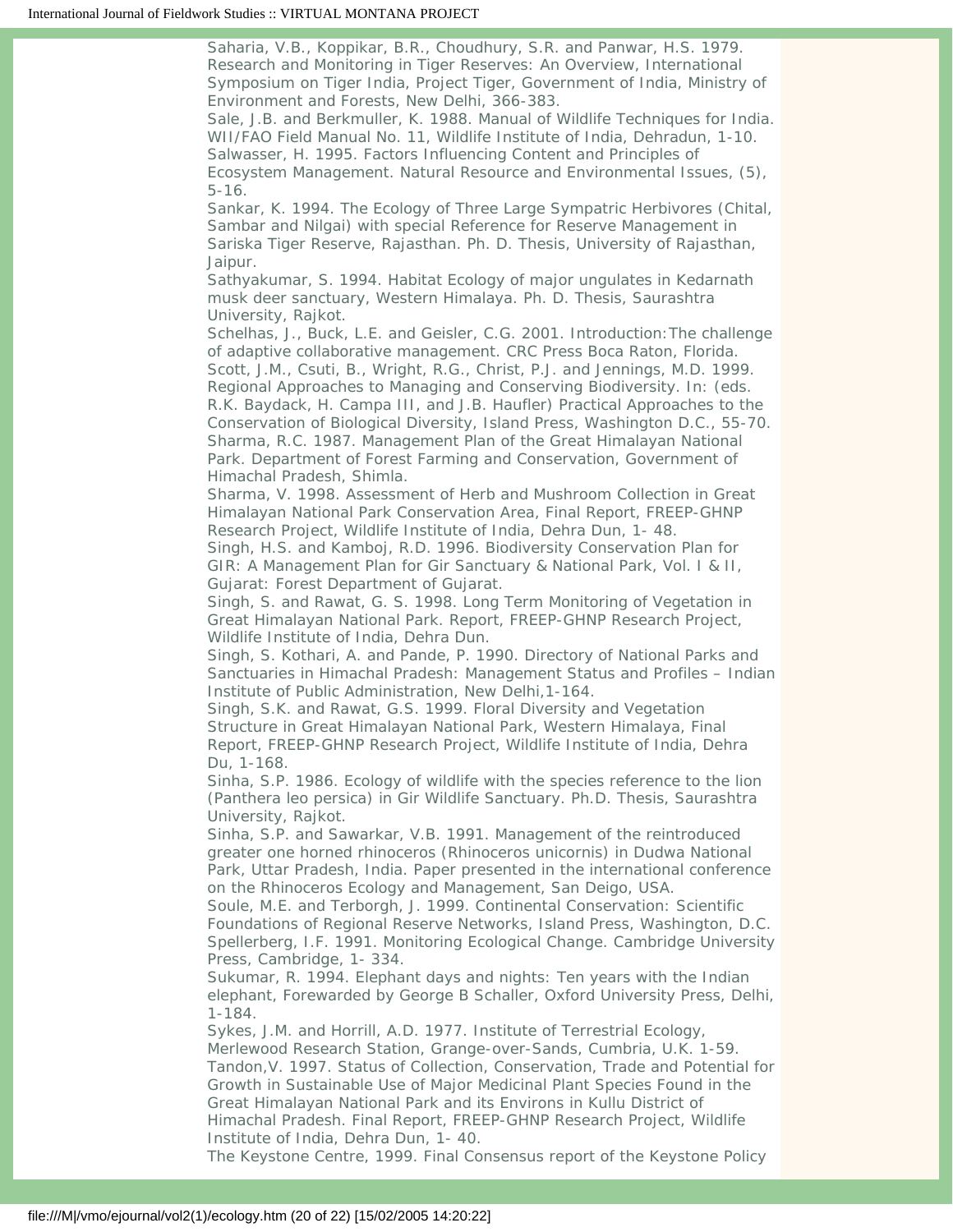Saharia, V.B., Koppikar, B.R., Choudhury, S.R. and Panwar, H.S. 1979. Research and Monitoring in Tiger Reserves: An Overview, International Symposium on Tiger India, Project Tiger, Government of India, Ministry of Environment and Forests, New Delhi, 366-383.

Sale, J.B. and Berkmuller, K. 1988. Manual of Wildlife Techniques for India. WII/FAO Field Manual No. 11, Wildlife Institute of India, Dehradun, 1-10.

Salwasser, H. 1995. Factors Influencing Content and Principles of Ecosystem Management. Natural Resource and Environmental Issues, (5), 5-16.

Sankar, K. 1994. The Ecology of Three Large Sympatric Herbivores (Chital, Sambar and Nilgai) with special Reference for Reserve Management in Sariska Tiger Reserve, Rajasthan. Ph. D. Thesis, University of Rajasthan, Jaipur.

Sathyakumar, S. 1994. Habitat Ecology of major ungulates in Kedarnath musk deer sanctuary, Western Himalaya. Ph. D. Thesis, Saurashtra University, Rajkot.

Schelhas, J., Buck, L.E. and Geisler, C.G. 2001. Introduction:The challenge of adaptive collaborative management. CRC Press Boca Raton, Florida.

Scott, J.M., Csuti, B., Wright, R.G., Christ, P.J. and Jennings, M.D. 1999. Regional Approaches to Managing and Conserving Biodiversity. In: (eds. R.K. Baydack, H. Campa III, and J.B. Haufler) Practical Approaches to the Conservation of Biological Diversity, Island Press, Washington D.C., 55-70.

Sharma, R.C. 1987. Management Plan of the Great Himalayan National Park. Department of Forest Farming and Conservation, Government of Himachal Pradesh, Shimla.

Sharma, V. 1998. Assessment of Herb and Mushroom Collection in Great Himalayan National Park Conservation Area, Final Report, FREEP-GHNP Research Project, Wildlife Institute of India, Dehra Dun, 1- 48.

Singh, H.S. and Kamboj, R.D. 1996. Biodiversity Conservation Plan for GIR: A Management Plan for Gir Sanctuary & National Park, Vol. I & II, Gujarat: Forest Department of Gujarat.

Singh, S. and Rawat, G. S. 1998. Long Term Monitoring of Vegetation in Great Himalayan National Park. Report, FREEP-GHNP Research Project, Wildlife Institute of India, Dehra Dun.

Singh, S. Kothari, A. and Pande, P. 1990. Directory of National Parks and Sanctuaries in Himachal Pradesh: Management Status and Profiles – Indian Institute of Public Administration, New Delhi,1-164.

Singh, S.K. and Rawat, G.S. 1999. Floral Diversity and Vegetation Structure in Great Himalayan National Park, Western Himalaya, Final Report, FREEP-GHNP Research Project, Wildlife Institute of India, Dehra Du, 1-168.

Sinha, S.P. 1986. Ecology of wildlife with the species reference to the lion (Panthera leo persica) in Gir Wildlife Sanctuary. Ph.D. Thesis, Saurashtra University, Rajkot.

Sinha, S.P. and Sawarkar, V.B. 1991. Management of the reintroduced greater one horned rhinoceros (Rhinoceros unicornis) in Dudwa National Park, Uttar Pradesh, India. Paper presented in the international conference on the Rhinoceros Ecology and Management, San Deigo, USA.

Soule, M.E. and Terborgh, J. 1999. Continental Conservation: Scientific Foundations of Regional Reserve Networks, Island Press, Washington, D.C.

Spellerberg, I.F. 1991. Monitoring Ecological Change. Cambridge University Press, Cambridge, 1- 334.

Sukumar, R. 1994. Elephant days and nights: Ten years with the Indian elephant, Forewarded by George B Schaller, Oxford University Press, Delhi, 1-184.

Sykes, J.M. and Horrill, A.D. 1977. Institute of Terrestrial Ecology, Merlewood Research Station, Grange-over-Sands, Cumbria, U.K. 1-59.

Tandon,V. 1997. Status of Collection, Conservation, Trade and Potential for Growth in Sustainable Use of Major Medicinal Plant Species Found in the Great Himalayan National Park and its Environs in Kullu District of Himachal Pradesh. Final Report, FREEP-GHNP Research Project, Wildlife Institute of India, Dehra Dun, 1- 40.

The Keystone Centre, 1999. Final Consensus report of the Keystone Policy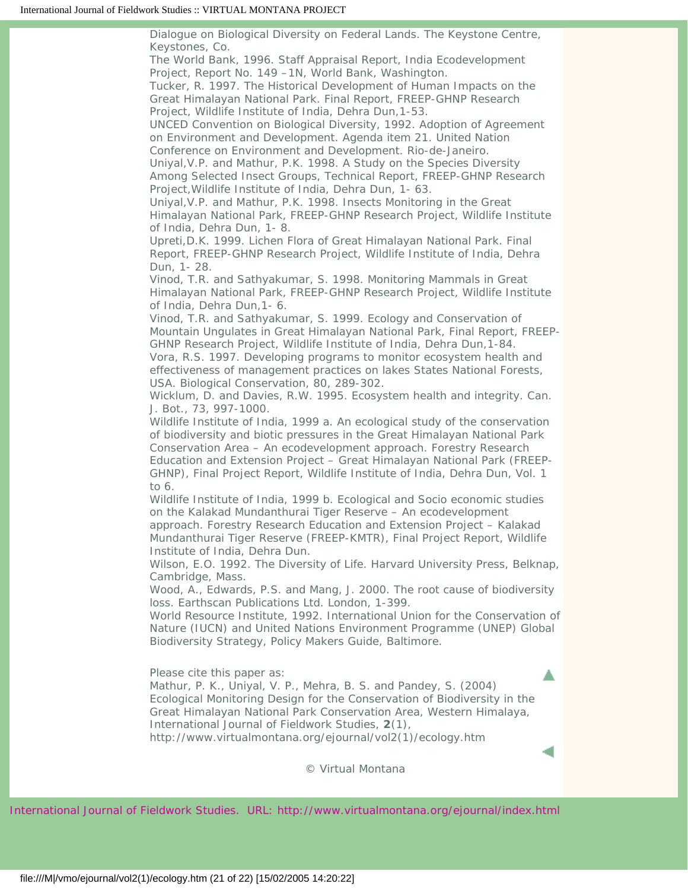Dialogue on Biological Diversity on Federal Lands. The Keystone Centre, Keystones, Co.

The World Bank, 1996. Staff Appraisal Report, India Ecodevelopment Project, Report No. 149 –1N, World Bank, Washington.

Tucker, R. 1997. The Historical Development of Human Impacts on the Great Himalayan National Park. Final Report, FREEP-GHNP Research Project, Wildlife Institute of India, Dehra Dun,1-53.

UNCED Convention on Biological Diversity, 1992. Adoption of Agreement on Environment and Development. Agenda item 21. United Nation Conference on Environment and Development. Rio-de-Janeiro.

Uniyal,V.P. and Mathur, P.K. 1998. A Study on the Species Diversity Among Selected Insect Groups, Technical Report, FREEP-GHNP Research Project,Wildlife Institute of India, Dehra Dun, 1- 63.

Uniyal,V.P. and Mathur, P.K. 1998. Insects Monitoring in the Great Himalayan National Park, FREEP-GHNP Research Project, Wildlife Institute of India, Dehra Dun, 1- 8.

Upreti,D.K. 1999. Lichen Flora of Great Himalayan National Park. Final Report, FREEP-GHNP Research Project, Wildlife Institute of India, Dehra Dun, 1- 28.

Vinod, T.R. and Sathyakumar, S. 1998. Monitoring Mammals in Great Himalayan National Park, FREEP-GHNP Research Project, Wildlife Institute of India, Dehra Dun,1- 6.

Vinod, T.R. and Sathyakumar, S. 1999. Ecology and Conservation of Mountain Ungulates in Great Himalayan National Park, Final Report, FREEP-GHNP Research Project, Wildlife Institute of India, Dehra Dun,1-84.

Vora, R.S. 1997. Developing programs to monitor ecosystem health and effectiveness of management practices on lakes States National Forests, USA. Biological Conservation, 80, 289-302.

Wicklum, D. and Davies, R.W. 1995. Ecosystem health and integrity. Can. J. Bot., 73, 997-1000.

Wildlife Institute of India, 1999 a. An ecological study of the conservation of biodiversity and biotic pressures in the Great Himalayan National Park Conservation Area – An ecodevelopment approach. Forestry Research Education and Extension Project – Great Himalayan National Park (FREEP-GHNP), Final Project Report, Wildlife Institute of India, Dehra Dun, Vol. 1 to 6.

Wildlife Institute of India, 1999 b. Ecological and Socio economic studies on the Kalakad Mundanthurai Tiger Reserve – An ecodevelopment approach. Forestry Research Education and Extension Project – Kalakad Mundanthurai Tiger Reserve (FREEP-KMTR), Final Project Report, Wildlife Institute of India, Dehra Dun.

Wilson, E.O. 1992. The Diversity of Life. Harvard University Press, Belknap, Cambridge, Mass.

Wood, A., Edwards, P.S. and Mang, J. 2000. The root cause of biodiversity loss. Earthscan Publications Ltd. London, 1-399.

World Resource Institute, 1992. International Union for the Conservation of Nature (IUCN) and United Nations Environment Programme (UNEP) Global Biodiversity Strategy, Policy Makers Guide, Baltimore.

Please cite this paper as:
Mathur, P. K., Uniyal, V. P., Mehra, B. S. and Pandey, S. (2004) Ecological Monitoring Design for the Conservation of Biodiversity in the Great Himalayan National Park Conservation Area, Western Himalaya, International Journal of Fieldwork Studies, **2**(1), http://www.virtualmontana.org/ejournal/vol2(1)/ecology.htm

© Virtual Montana

International Journal of Fieldwork Studies. URL: http://www.virtualmontana.org/ejournal/index.html